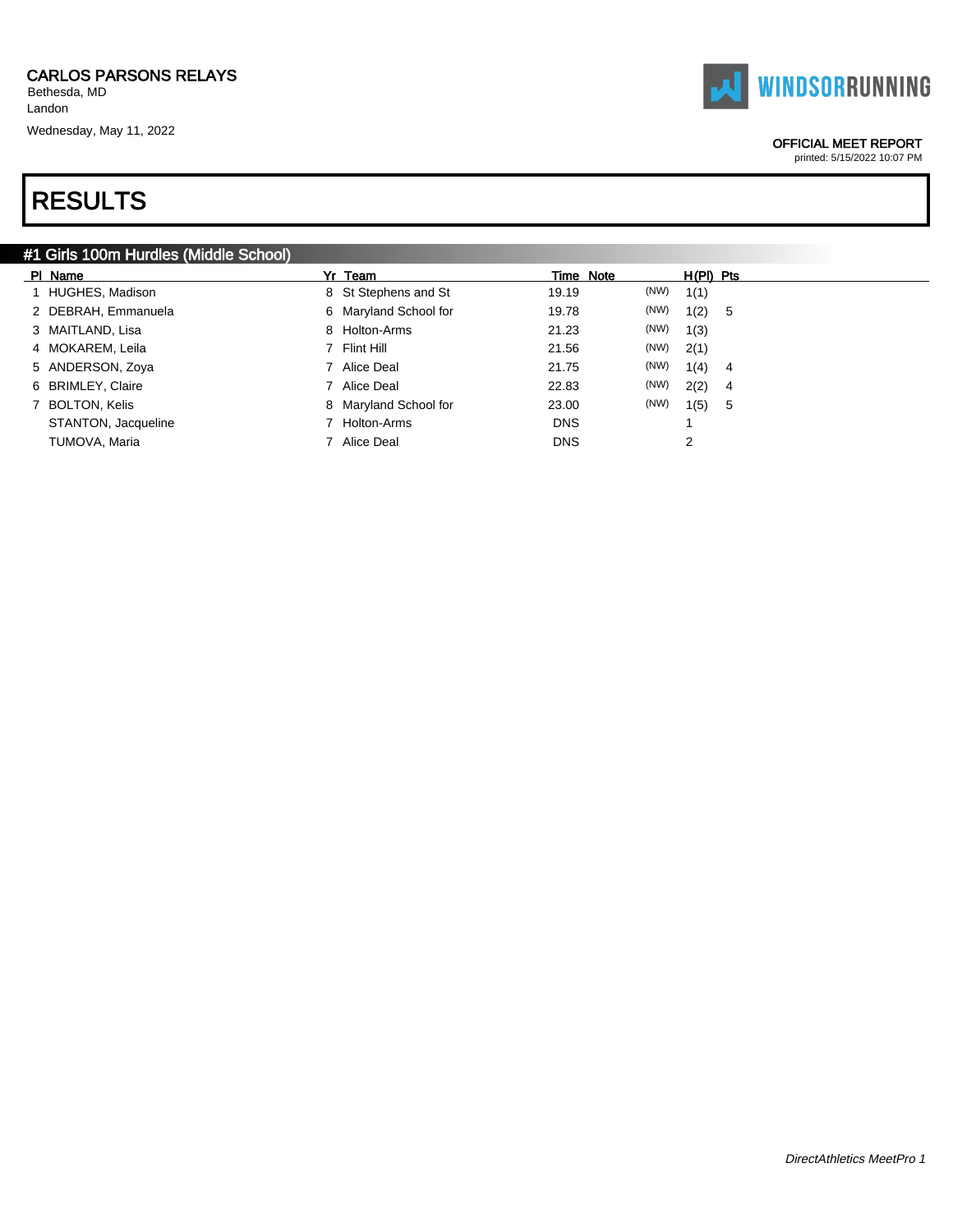CARLOS PARSONS RELAYS
Bethesda, MD
Landon
Wednesday, May 11, 2022

WINDSORRUNNING

OFFICIAL MEET REPORT
printed: 5/15/2022 10:07 PM

# RESULTS

## #1 Girls 100m Hurdles (Middle School)

| Pl | Name | Yr | Team | Time | Note | | H(Pl) | Pts |
|---|---|---|---|---|---|---|---|---|
| 1 | HUGHES, Madison | 8 | St Stephens and St | 19.19 | | (NW) | 1(1) | |
| 2 | DEBRAH, Emmanuela | 6 | Maryland School for | 19.78 | | (NW) | 1(2) | 5 |
| 3 | MAITLAND, Lisa | 8 | Holton-Arms | 21.23 | | (NW) | 1(3) | |
| 4 | MOKAREM, Leila | 7 | Flint Hill | 21.56 | | (NW) | 2(1) | |
| 5 | ANDERSON, Zoya | 7 | Alice Deal | 21.75 | | (NW) | 1(4) | 4 |
| 6 | BRIMLEY, Claire | 7 | Alice Deal | 22.83 | | (NW) | 2(2) | 4 |
| 7 | BOLTON, Kelis | 8 | Maryland School for | 23.00 | | (NW) | 1(5) | 5 |
| | STANTON, Jacqueline | 7 | Holton-Arms | DNS | | | 1 | |
| | TUMOVA, Maria | 7 | Alice Deal | DNS | | | 2 | |

*DirectAthletics MeetPro 1*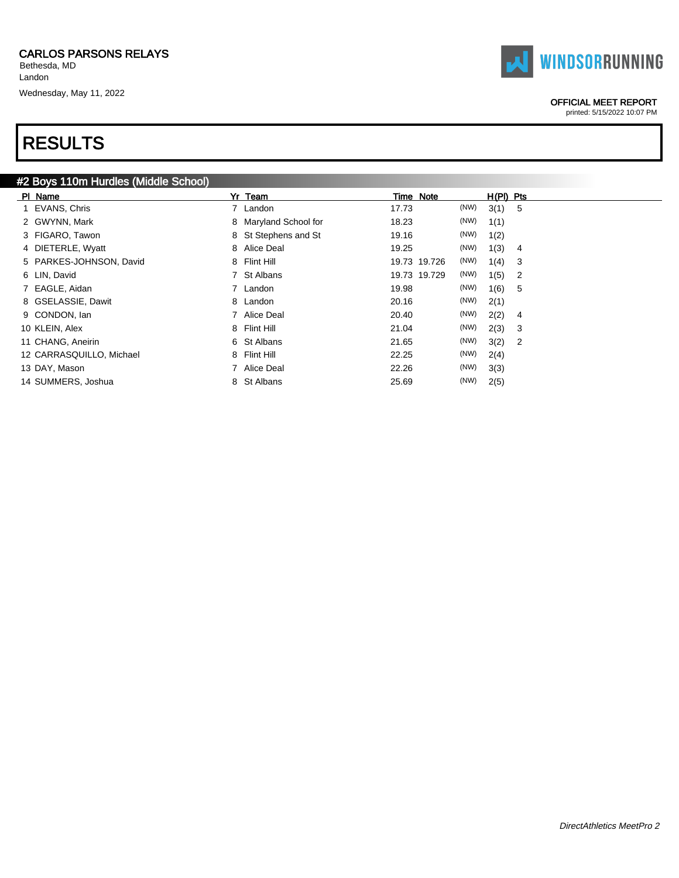CARLOS PARSONS RELAYS
Bethesda, MD
Landon
Wednesday, May 11, 2022

WINDSORRUNNING

OFFICIAL MEET REPORT
printed: 5/15/2022 10:07 PM

# RESULTS

## #2 Boys 110m Hurdles (Middle School)

| Pl | Name | Yr | Team | Time | Note | | H(Pl) | Pts |
|---|---|---|---|---|---|---|---|---|
| 1 | EVANS, Chris | 7 | Landon | 17.73 | | (NW) | 3(1) | 5 |
| 2 | GWYNN, Mark | 8 | Maryland School for | 18.23 | | (NW) | 1(1) | |
| 3 | FIGARO, Tawon | 8 | St Stephens and St | 19.16 | | (NW) | 1(2) | |
| 4 | DIETERLE, Wyatt | 8 | Alice Deal | 19.25 | | (NW) | 1(3) | 4 |
| 5 | PARKES-JOHNSON, David | 8 | Flint Hill | 19.73 | 19.726 | (NW) | 1(4) | 3 |
| 6 | LIN, David | 7 | St Albans | 19.73 | 19.729 | (NW) | 1(5) | 2 |
| 7 | EAGLE, Aidan | 7 | Landon | 19.98 | | (NW) | 1(6) | 5 |
| 8 | GSELASSIE, Dawit | 8 | Landon | 20.16 | | (NW) | 2(1) | |
| 9 | CONDON, Ian | 7 | Alice Deal | 20.40 | | (NW) | 2(2) | 4 |
| 10 | KLEIN, Alex | 8 | Flint Hill | 21.04 | | (NW) | 2(3) | 3 |
| 11 | CHANG, Aneirin | 6 | St Albans | 21.65 | | (NW) | 3(2) | 2 |
| 12 | CARRASQUILLO, Michael | 8 | Flint Hill | 22.25 | | (NW) | 2(4) | |
| 13 | DAY, Mason | 7 | Alice Deal | 22.26 | | (NW) | 3(3) | |
| 14 | SUMMERS, Joshua | 8 | St Albans | 25.69 | | (NW) | 2(5) | |

*DirectAthletics MeetPro 2*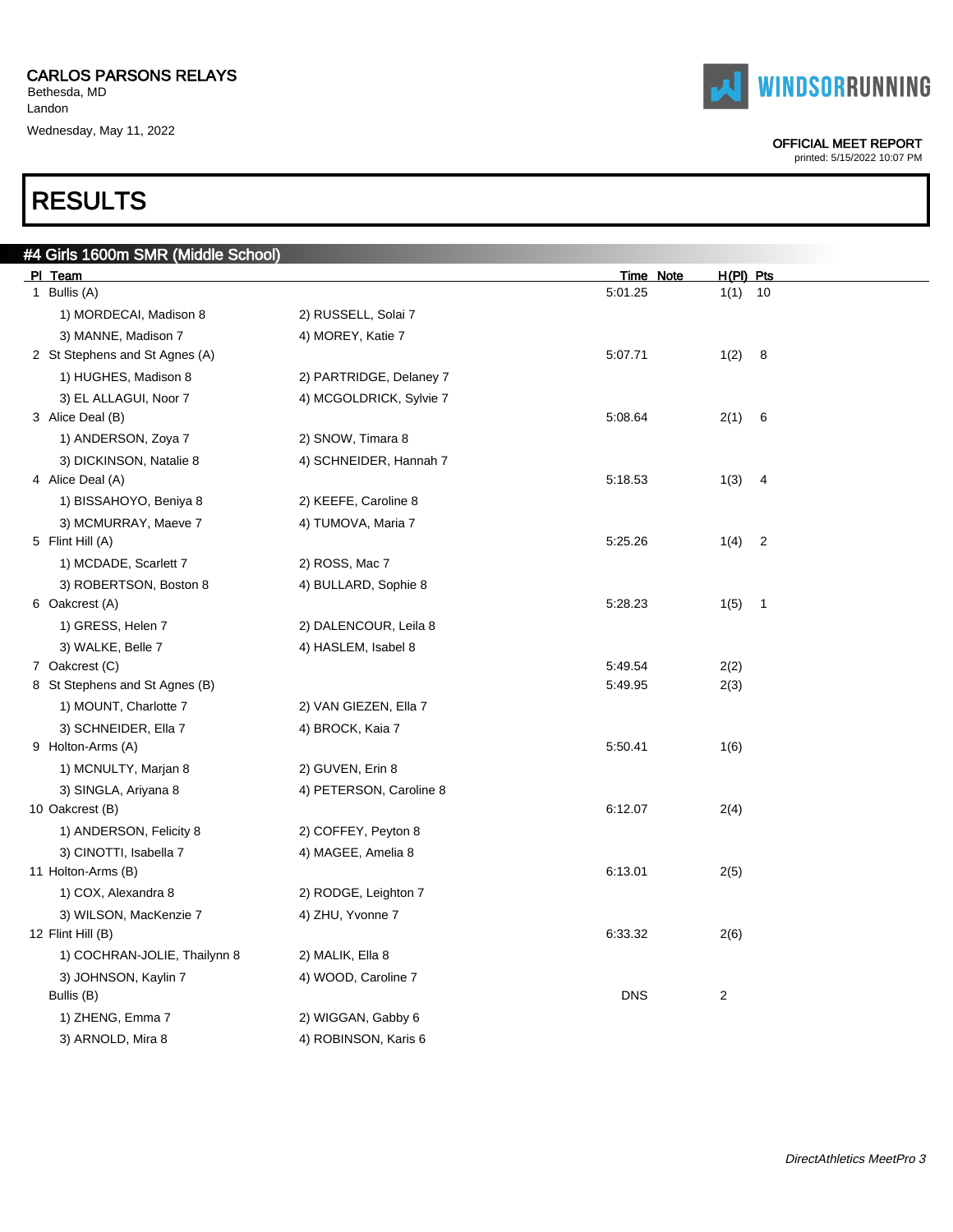CARLOS PARSONS RELAYS
Bethesda, MD
Landon
Wednesday, May 11, 2022

OFFICIAL MEET REPORT
printed: 5/15/2022 10:07 PM

# RESULTS

## #4 Girls 1600m SMR (Middle School)

| Pl | Team | | Time | Note | H(Pl) | Pts |
|---|---|---|---|---|---|---|
| 1 | Bullis (A) | | 5:01.25 | | 1(1) | 10 |
| | 1) MORDECAI, Madison 8 | 2) RUSSELL, Solai 7 | | | | |
| | 3) MANNE, Madison 7 | 4) MOREY, Katie 7 | | | | |
| 2 | St Stephens and St Agnes (A) | | 5:07.71 | | 1(2) | 8 |
| | 1) HUGHES, Madison 8 | 2) PARTRIDGE, Delaney 7 | | | | |
| | 3) EL ALLAGUI, Noor 7 | 4) MCGOLDRICK, Sylvie 7 | | | | |
| 3 | Alice Deal (B) | | 5:08.64 | | 2(1) | 6 |
| | 1) ANDERSON, Zoya 7 | 2) SNOW, Timara 8 | | | | |
| | 3) DICKINSON, Natalie 8 | 4) SCHNEIDER, Hannah 7 | | | | |
| 4 | Alice Deal (A) | | 5:18.53 | | 1(3) | 4 |
| | 1) BISSAHOYO, Beniya 8 | 2) KEEFE, Caroline 8 | | | | |
| | 3) MCMURRAY, Maeve 7 | 4) TUMOVA, Maria 7 | | | | |
| 5 | Flint Hill (A) | | 5:25.26 | | 1(4) | 2 |
| | 1) MCDADE, Scarlett 7 | 2) ROSS, Mac 7 | | | | |
| | 3) ROBERTSON, Boston 8 | 4) BULLARD, Sophie 8 | | | | |
| 6 | Oakcrest (A) | | 5:28.23 | | 1(5) | 1 |
| | 1) GRESS, Helen 7 | 2) DALENCOUR, Leila 8 | | | | |
| | 3) WALKE, Belle 7 | 4) HASLEM, Isabel 8 | | | | |
| 7 | Oakcrest (C) | | 5:49.54 | | 2(2) | |
| 8 | St Stephens and St Agnes (B) | | 5:49.95 | | 2(3) | |
| | 1) MOUNT, Charlotte 7 | 2) VAN GIEZEN, Ella 7 | | | | |
| | 3) SCHNEIDER, Ella 7 | 4) BROCK, Kaia 7 | | | | |
| 9 | Holton-Arms (A) | | 5:50.41 | | 1(6) | |
| | 1) MCNULTY, Marjan 8 | 2) GUVEN, Erin 8 | | | | |
| | 3) SINGLA, Ariyana 8 | 4) PETERSON, Caroline 8 | | | | |
| 10 | Oakcrest (B) | | 6:12.07 | | 2(4) | |
| | 1) ANDERSON, Felicity 8 | 2) COFFEY, Peyton 8 | | | | |
| | 3) CINOTTI, Isabella 7 | 4) MAGEE, Amelia 8 | | | | |
| 11 | Holton-Arms (B) | | 6:13.01 | | 2(5) | |
| | 1) COX, Alexandra 8 | 2) RODGE, Leighton 7 | | | | |
| | 3) WILSON, MacKenzie 7 | 4) ZHU, Yvonne 7 | | | | |
| 12 | Flint Hill (B) | | 6:33.32 | | 2(6) | |
| | 1) COCHRAN-JOLIE, Thailynn 8 | 2) MALIK, Ella 8 | | | | |
| | 3) JOHNSON, Kaylin 7 | 4) WOOD, Caroline 7 | | | | |
| | Bullis (B) | | DNS | | 2 | |
| | 1) ZHENG, Emma 7 | 2) WIGGAN, Gabby 6 | | | | |
| | 3) ARNOLD, Mira 8 | 4) ROBINSON, Karis 6 | | | | |

*DirectAthletics MeetPro 3*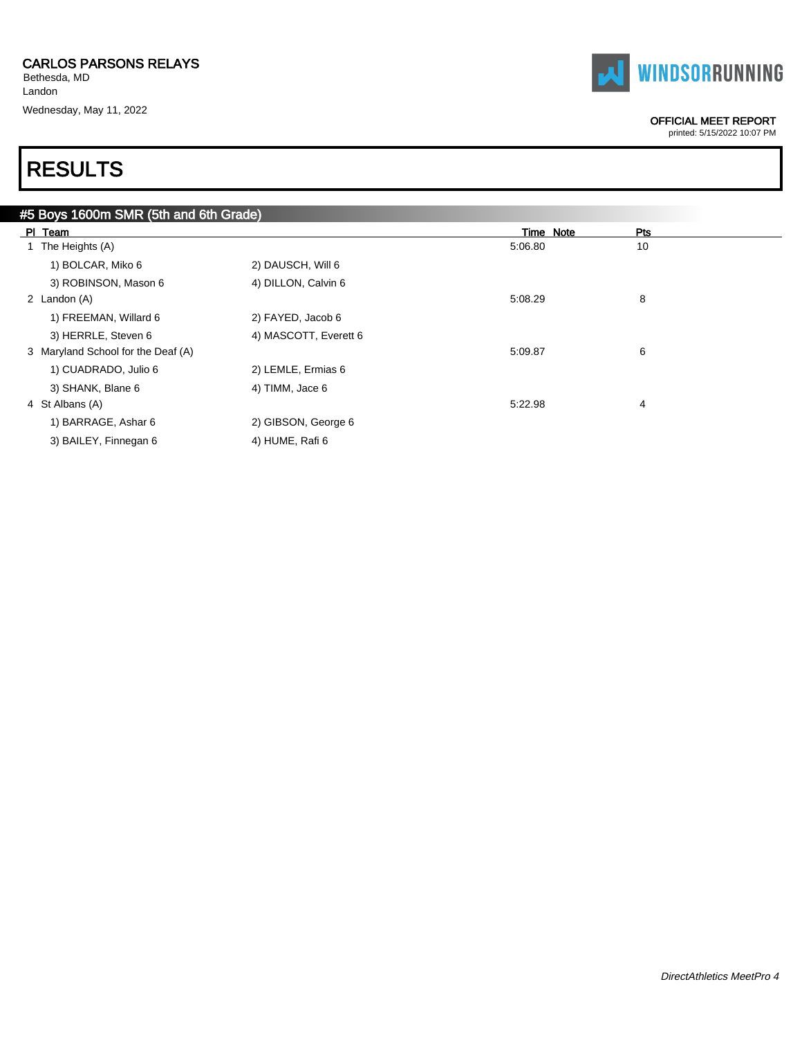CARLOS PARSONS RELAYS
Bethesda, MD
Landon
Wednesday, May 11, 2022

OFFICIAL MEET REPORT
printed: 5/15/2022 10:07 PM

# RESULTS

## #5 Boys 1600m SMR (5th and 6th Grade)

| Pl | Team | | Time | Note | Pts |
|---|---|---|---|---|---|
| 1 | The Heights (A) | | 5:06.80 | | 10 |
| | 1) BOLCAR, Miko 6 | 2) DAUSCH, Will 6 | | | |
| | 3) ROBINSON, Mason 6 | 4) DILLON, Calvin 6 | | | |
| 2 | Landon (A) | | 5:08.29 | | 8 |
| | 1) FREEMAN, Willard 6 | 2) FAYED, Jacob 6 | | | |
| | 3) HERRLE, Steven 6 | 4) MASCOTT, Everett 6 | | | |
| 3 | Maryland School for the Deaf (A) | | 5:09.87 | | 6 |
| | 1) CUADRADO, Julio 6 | 2) LEMLE, Ermias 6 | | | |
| | 3) SHANK, Blane 6 | 4) TIMM, Jace 6 | | | |
| 4 | St Albans (A) | | 5:22.98 | | 4 |
| | 1) BARRAGE, Ashar 6 | 2) GIBSON, George 6 | | | |
| | 3) BAILEY, Finnegan 6 | 4) HUME, Rafi 6 | | | |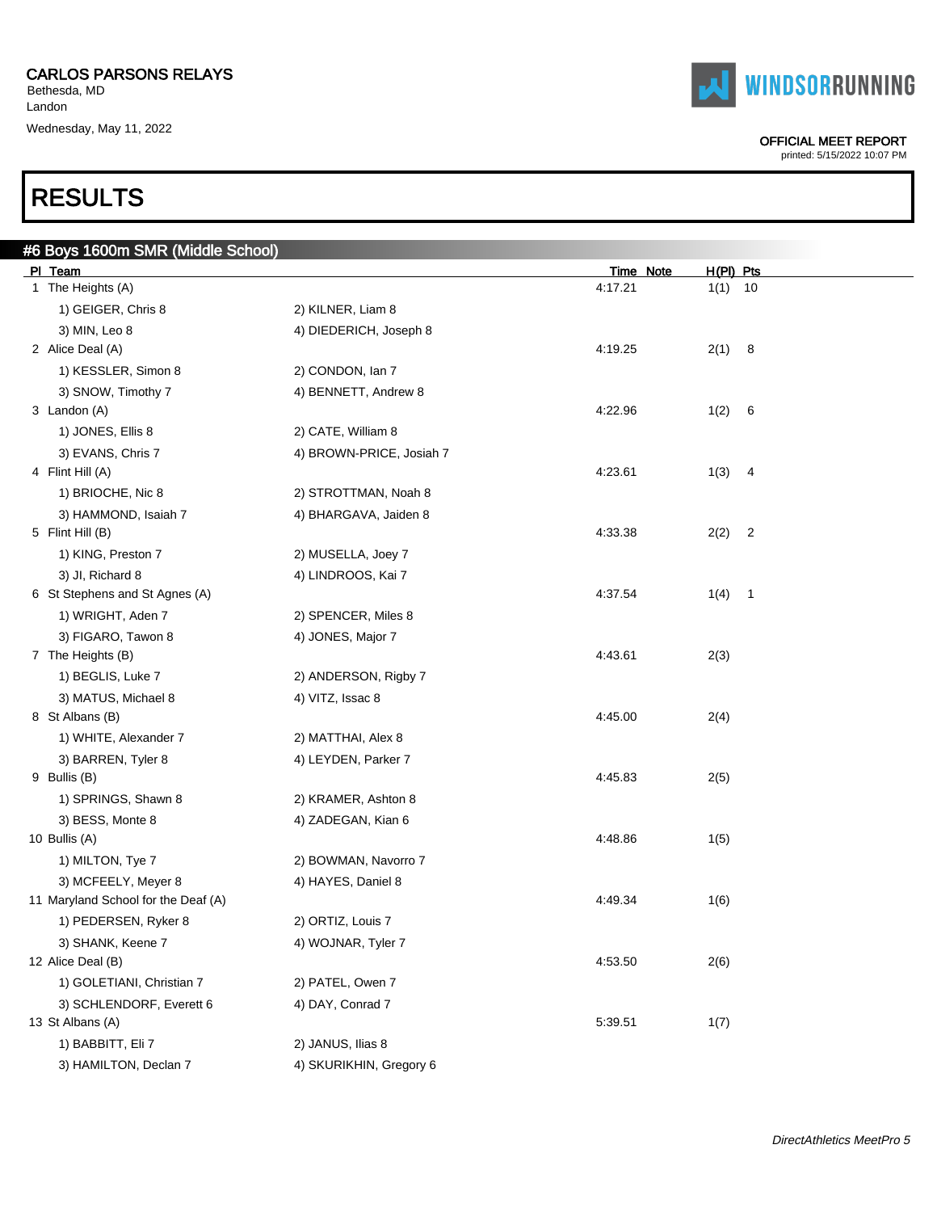**CARLOS PARSONS RELAYS**
Bethesda, MD
Landon
Wednesday, May 11, 2022

OFFICIAL MEET REPORT
printed: 5/15/2022 10:07 PM

# RESULTS

## #6 Boys 1600m SMR (Middle School)

| Pl | Team | | Time | Note | H(Pl) | Pts |
|---|---|---|---|---|---|---|
| 1 | The Heights (A) | | 4:17.21 | | 1(1) | 10 |
| | 1) GEIGER, Chris 8 | 2) KILNER, Liam 8 | | | | |
| | 3) MIN, Leo 8 | 4) DIEDERICH, Joseph 8 | | | | |
| 2 | Alice Deal (A) | | 4:19.25 | | 2(1) | 8 |
| | 1) KESSLER, Simon 8 | 2) CONDON, Ian 7 | | | | |
| | 3) SNOW, Timothy 7 | 4) BENNETT, Andrew 8 | | | | |
| 3 | Landon (A) | | 4:22.96 | | 1(2) | 6 |
| | 1) JONES, Ellis 8 | 2) CATE, William 8 | | | | |
| | 3) EVANS, Chris 7 | 4) BROWN-PRICE, Josiah 7 | | | | |
| 4 | Flint Hill (A) | | 4:23.61 | | 1(3) | 4 |
| | 1) BRIOCHE, Nic 8 | 2) STROTTMAN, Noah 8 | | | | |
| | 3) HAMMOND, Isaiah 7 | 4) BHARGAVA, Jaiden 8 | | | | |
| 5 | Flint Hill (B) | | 4:33.38 | | 2(2) | 2 |
| | 1) KING, Preston 7 | 2) MUSELLA, Joey 7 | | | | |
| | 3) JI, Richard 8 | 4) LINDROOS, Kai 7 | | | | |
| 6 | St Stephens and St Agnes (A) | | 4:37.54 | | 1(4) | 1 |
| | 1) WRIGHT, Aden 7 | 2) SPENCER, Miles 8 | | | | |
| | 3) FIGARO, Tawon 8 | 4) JONES, Major 7 | | | | |
| 7 | The Heights (B) | | 4:43.61 | | 2(3) | |
| | 1) BEGLIS, Luke 7 | 2) ANDERSON, Rigby 7 | | | | |
| | 3) MATUS, Michael 8 | 4) VITZ, Issac 8 | | | | |
| 8 | St Albans (B) | | 4:45.00 | | 2(4) | |
| | 1) WHITE, Alexander 7 | 2) MATTHAI, Alex 8 | | | | |
| | 3) BARREN, Tyler 8 | 4) LEYDEN, Parker 7 | | | | |
| 9 | Bullis (B) | | 4:45.83 | | 2(5) | |
| | 1) SPRINGS, Shawn 8 | 2) KRAMER, Ashton 8 | | | | |
| | 3) BESS, Monte 8 | 4) ZADEGAN, Kian 6 | | | | |
| 10 | Bullis (A) | | 4:48.86 | | 1(5) | |
| | 1) MILTON, Tye 7 | 2) BOWMAN, Navorro 7 | | | | |
| | 3) MCFEELY, Meyer 8 | 4) HAYES, Daniel 8 | | | | |
| 11 | Maryland School for the Deaf (A) | | 4:49.34 | | 1(6) | |
| | 1) PEDERSEN, Ryker 8 | 2) ORTIZ, Louis 7 | | | | |
| | 3) SHANK, Keene 7 | 4) WOJNAR, Tyler 7 | | | | |
| 12 | Alice Deal (B) | | 4:53.50 | | 2(6) | |
| | 1) GOLETIANI, Christian 7 | 2) PATEL, Owen 7 | | | | |
| | 3) SCHLENDORF, Everett 6 | 4) DAY, Conrad 7 | | | | |
| 13 | St Albans (A) | | 5:39.51 | | 1(7) | |
| | 1) BABBITT, Eli 7 | 2) JANUS, Ilias 8 | | | | |
| | 3) HAMILTON, Declan 7 | 4) SKURIKHIN, Gregory 6 | | | | |

*DirectAthletics MeetPro 5*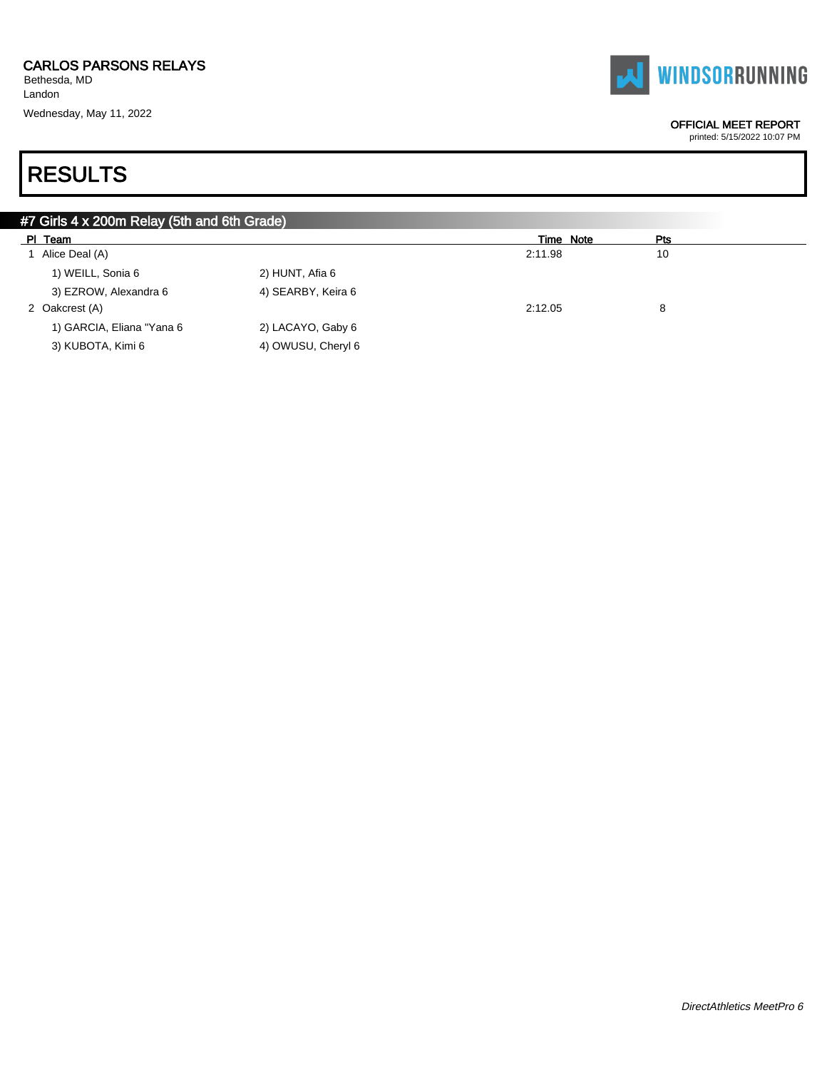CARLOS PARSONS RELAYS
Bethesda, MD
Landon
Wednesday, May 11, 2022

OFFICIAL MEET REPORT
printed: 5/15/2022 10:07 PM

# RESULTS

## #7 Girls 4 x 200m Relay (5th and 6th Grade)

| Pl | Team | | Time | Note | Pts |
|---|---|---|---|---|---|
| 1 | Alice Deal (A) | | 2:11.98 | | 10 |
| | 1) WEILL, Sonia 6 | 2) HUNT, Afia 6 | | | |
| | 3) EZROW, Alexandra 6 | 4) SEARBY, Keira 6 | | | |
| 2 | Oakcrest (A) | | 2:12.05 | | 8 |
| | 1) GARCIA, Eliana "Yana 6 | 2) LACAYO, Gaby 6 | | | |
| | 3) KUBOTA, Kimi 6 | 4) OWUSU, Cheryl 6 | | | |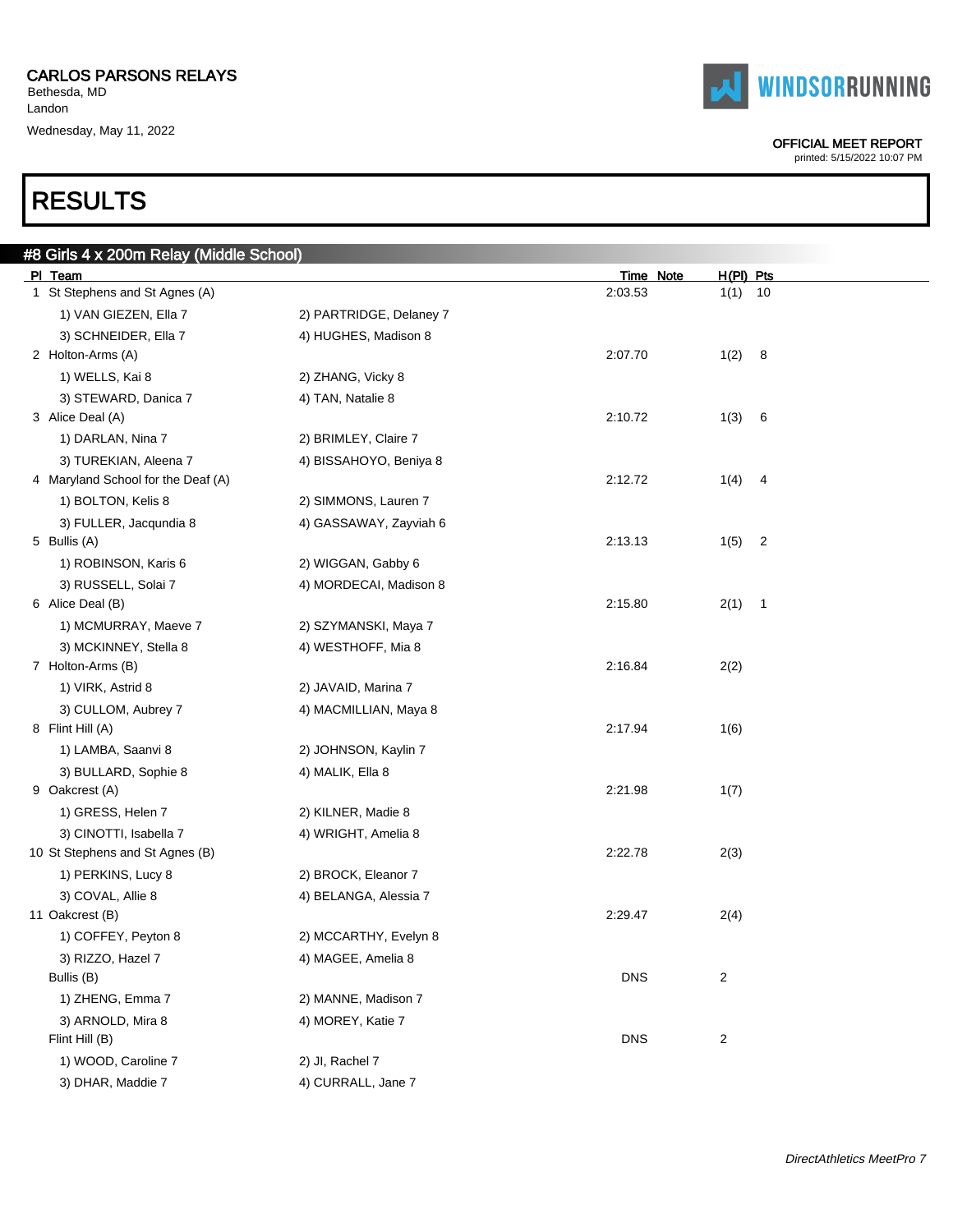CARLOS PARSONS RELAYS
Bethesda, MD
Landon
Wednesday, May 11, 2022

OFFICIAL MEET REPORT
printed: 5/15/2022 10:07 PM

# RESULTS

## #8 Girls 4 x 200m Relay (Middle School)

| Pl | Team | | Time | Note | H(Pl) | Pts |
|---|---|---|---|---|---|---|
| 1 | St Stephens and St Agnes (A) | | 2:03.53 | | 1(1) | 10 |
| | 1) VAN GIEZEN, Ella 7 | 2) PARTRIDGE, Delaney 7 | | | | |
| | 3) SCHNEIDER, Ella 7 | 4) HUGHES, Madison 8 | | | | |
| 2 | Holton-Arms (A) | | 2:07.70 | | 1(2) | 8 |
| | 1) WELLS, Kai 8 | 2) ZHANG, Vicky 8 | | | | |
| | 3) STEWARD, Danica 7 | 4) TAN, Natalie 8 | | | | |
| 3 | Alice Deal (A) | | 2:10.72 | | 1(3) | 6 |
| | 1) DARLAN, Nina 7 | 2) BRIMLEY, Claire 7 | | | | |
| | 3) TUREKIAN, Aleena 7 | 4) BISSAHOYO, Beniya 8 | | | | |
| 4 | Maryland School for the Deaf (A) | | 2:12.72 | | 1(4) | 4 |
| | 1) BOLTON, Kelis 8 | 2) SIMMONS, Lauren 7 | | | | |
| | 3) FULLER, Jacqundia 8 | 4) GASSAWAY, Zayviah 6 | | | | |
| 5 | Bullis (A) | | 2:13.13 | | 1(5) | 2 |
| | 1) ROBINSON, Karis 6 | 2) WIGGAN, Gabby 6 | | | | |
| | 3) RUSSELL, Solai 7 | 4) MORDECAI, Madison 8 | | | | |
| 6 | Alice Deal (B) | | 2:15.80 | | 2(1) | 1 |
| | 1) MCMURRAY, Maeve 7 | 2) SZYMANSKI, Maya 7 | | | | |
| | 3) MCKINNEY, Stella 8 | 4) WESTHOFF, Mia 8 | | | | |
| 7 | Holton-Arms (B) | | 2:16.84 | | 2(2) | |
| | 1) VIRK, Astrid 8 | 2) JAVAID, Marina 7 | | | | |
| | 3) CULLOM, Aubrey 7 | 4) MACMILLIAN, Maya 8 | | | | |
| 8 | Flint Hill (A) | | 2:17.94 | | 1(6) | |
| | 1) LAMBA, Saanvi 8 | 2) JOHNSON, Kaylin 7 | | | | |
| | 3) BULLARD, Sophie 8 | 4) MALIK, Ella 8 | | | | |
| 9 | Oakcrest (A) | | 2:21.98 | | 1(7) | |
| | 1) GRESS, Helen 7 | 2) KILNER, Madie 8 | | | | |
| | 3) CINOTTI, Isabella 7 | 4) WRIGHT, Amelia 8 | | | | |
| 10 | St Stephens and St Agnes (B) | | 2:22.78 | | 2(3) | |
| | 1) PERKINS, Lucy 8 | 2) BROCK, Eleanor 7 | | | | |
| | 3) COVAL, Allie 8 | 4) BELANGA, Alessia 7 | | | | |
| 11 | Oakcrest (B) | | 2:29.47 | | 2(4) | |
| | 1) COFFEY, Peyton 8 | 2) MCCARTHY, Evelyn 8 | | | | |
| | 3) RIZZO, Hazel 7 | 4) MAGEE, Amelia 8 | | | | |
| | Bullis (B) | | DNS | | 2 | |
| | 1) ZHENG, Emma 7 | 2) MANNE, Madison 7 | | | | |
| | 3) ARNOLD, Mira 8 | 4) MOREY, Katie 7 | | | | |
| | Flint Hill (B) | | DNS | | 2 | |
| | 1) WOOD, Caroline 7 | 2) JI, Rachel 7 | | | | |
| | 3) DHAR, Maddie 7 | 4) CURRALL, Jane 7 | | | | |

*DirectAthletics MeetPro 7*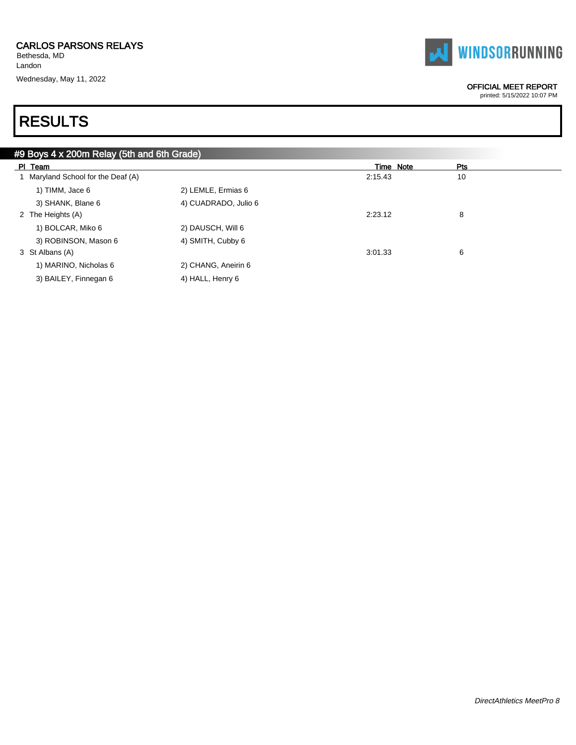CARLOS PARSONS RELAYS
Bethesda, MD
Landon
Wednesday, May 11, 2022

OFFICIAL MEET REPORT
printed: 5/15/2022 10:07 PM

# RESULTS

## #9 Boys 4 x 200m Relay (5th and 6th Grade)

| Pl | Team | | Time | Note | Pts |
|---|---|---|---|---|---|
| 1 | Maryland School for the Deaf (A) | | 2:15.43 | | 10 |
| | 1) TIMM, Jace 6 | 2) LEMLE, Ermias 6 | | | |
| | 3) SHANK, Blane 6 | 4) CUADRADO, Julio 6 | | | |
| 2 | The Heights (A) | | 2:23.12 | | 8 |
| | 1) BOLCAR, Miko 6 | 2) DAUSCH, Will 6 | | | |
| | 3) ROBINSON, Mason 6 | 4) SMITH, Cubby 6 | | | |
| 3 | St Albans (A) | | 3:01.33 | | 6 |
| | 1) MARINO, Nicholas 6 | 2) CHANG, Aneirin 6 | | | |
| | 3) BAILEY, Finnegan 6 | 4) HALL, Henry 6 | | | |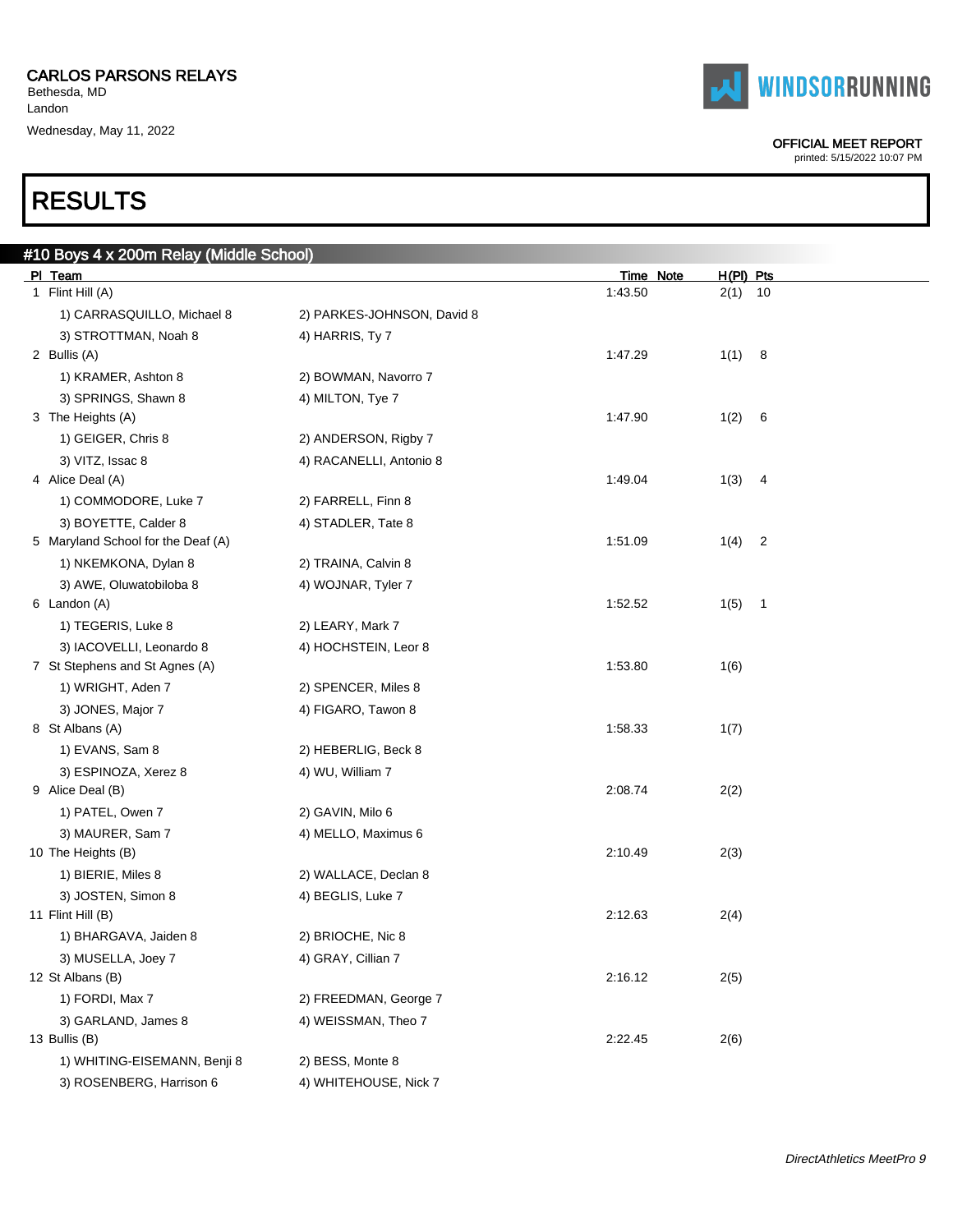CARLOS PARSONS RELAYS
Bethesda, MD
Landon
Wednesday, May 11, 2022

OFFICIAL MEET REPORT
printed: 5/15/2022 10:07 PM

# RESULTS

## #10 Boys 4 x 200m Relay (Middle School)

| Pl | Team | | Time | Note | H(Pl) | Pts |
|---|---|---|---|---|---|---|
| 1 | Flint Hill (A) | | 1:43.50 | | 2(1) | 10 |
| | 1) CARRASQUILLO, Michael 8 | 2) PARKES-JOHNSON, David 8 | | | | |
| | 3) STROTTMAN, Noah 8 | 4) HARRIS, Ty 7 | | | | |
| 2 | Bullis (A) | | 1:47.29 | | 1(1) | 8 |
| | 1) KRAMER, Ashton 8 | 2) BOWMAN, Navorro 7 | | | | |
| | 3) SPRINGS, Shawn 8 | 4) MILTON, Tye 7 | | | | |
| 3 | The Heights (A) | | 1:47.90 | | 1(2) | 6 |
| | 1) GEIGER, Chris 8 | 2) ANDERSON, Rigby 7 | | | | |
| | 3) VITZ, Issac 8 | 4) RACANELLI, Antonio 8 | | | | |
| 4 | Alice Deal (A) | | 1:49.04 | | 1(3) | 4 |
| | 1) COMMODORE, Luke 7 | 2) FARRELL, Finn 8 | | | | |
| | 3) BOYETTE, Calder 8 | 4) STADLER, Tate 8 | | | | |
| 5 | Maryland School for the Deaf (A) | | 1:51.09 | | 1(4) | 2 |
| | 1) NKEMKONA, Dylan 8 | 2) TRAINA, Calvin 8 | | | | |
| | 3) AWE, Oluwatobiloba 8 | 4) WOJNAR, Tyler 7 | | | | |
| 6 | Landon (A) | | 1:52.52 | | 1(5) | 1 |
| | 1) TEGERIS, Luke 8 | 2) LEARY, Mark 7 | | | | |
| | 3) IACOVELLI, Leonardo 8 | 4) HOCHSTEIN, Leor 8 | | | | |
| 7 | St Stephens and St Agnes (A) | | 1:53.80 | | 1(6) | |
| | 1) WRIGHT, Aden 7 | 2) SPENCER, Miles 8 | | | | |
| | 3) JONES, Major 7 | 4) FIGARO, Tawon 8 | | | | |
| 8 | St Albans (A) | | 1:58.33 | | 1(7) | |
| | 1) EVANS, Sam 8 | 2) HEBERLIG, Beck 8 | | | | |
| | 3) ESPINOZA, Xerez 8 | 4) WU, William 7 | | | | |
| 9 | Alice Deal (B) | | 2:08.74 | | 2(2) | |
| | 1) PATEL, Owen 7 | 2) GAVIN, Milo 6 | | | | |
| | 3) MAURER, Sam 7 | 4) MELLO, Maximus 6 | | | | |
| 10 | The Heights (B) | | 2:10.49 | | 2(3) | |
| | 1) BIERIE, Miles 8 | 2) WALLACE, Declan 8 | | | | |
| | 3) JOSTEN, Simon 8 | 4) BEGLIS, Luke 7 | | | | |
| 11 | Flint Hill (B) | | 2:12.63 | | 2(4) | |
| | 1) BHARGAVA, Jaiden 8 | 2) BRIOCHE, Nic 8 | | | | |
| | 3) MUSELLA, Joey 7 | 4) GRAY, Cillian 7 | | | | |
| 12 | St Albans (B) | | 2:16.12 | | 2(5) | |
| | 1) FORDI, Max 7 | 2) FREEDMAN, George 7 | | | | |
| | 3) GARLAND, James 8 | 4) WEISSMAN, Theo 7 | | | | |
| 13 | Bullis (B) | | 2:22.45 | | 2(6) | |
| | 1) WHITING-EISEMANN, Benji 8 | 2) BESS, Monte 8 | | | | |
| | 3) ROSENBERG, Harrison 6 | 4) WHITEHOUSE, Nick 7 | | | | |

*DirectAthletics MeetPro 9*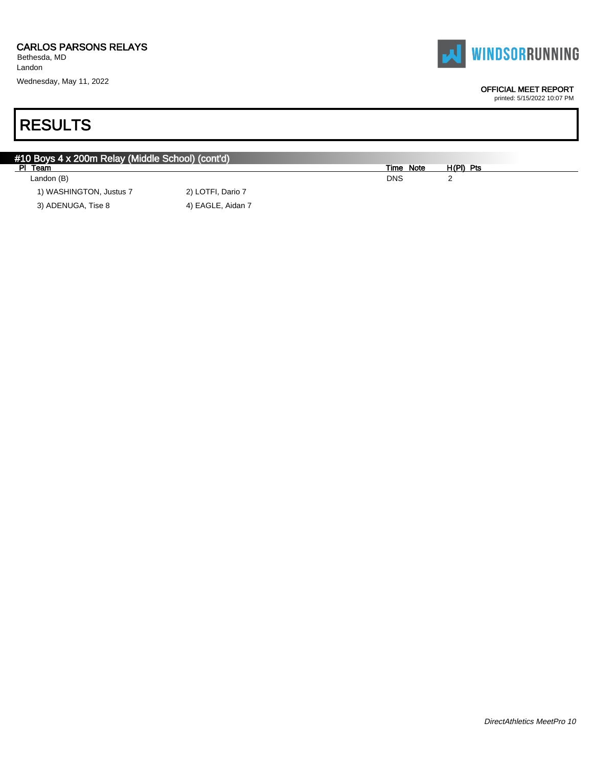## #10 Boys 4 x 200m Relay (Middle School) (cont'd)

| Pl | Team | Time | Note | H(Pl) | Pts |
|---|---|---|---|---|---|
| | Landon (B) | DNS | | 2 | |

1) WASHINGTON, Justus 7    2) LOTFI, Dario 7
3) ADENUGA, Tise 8    4) EAGLE, Aidan 7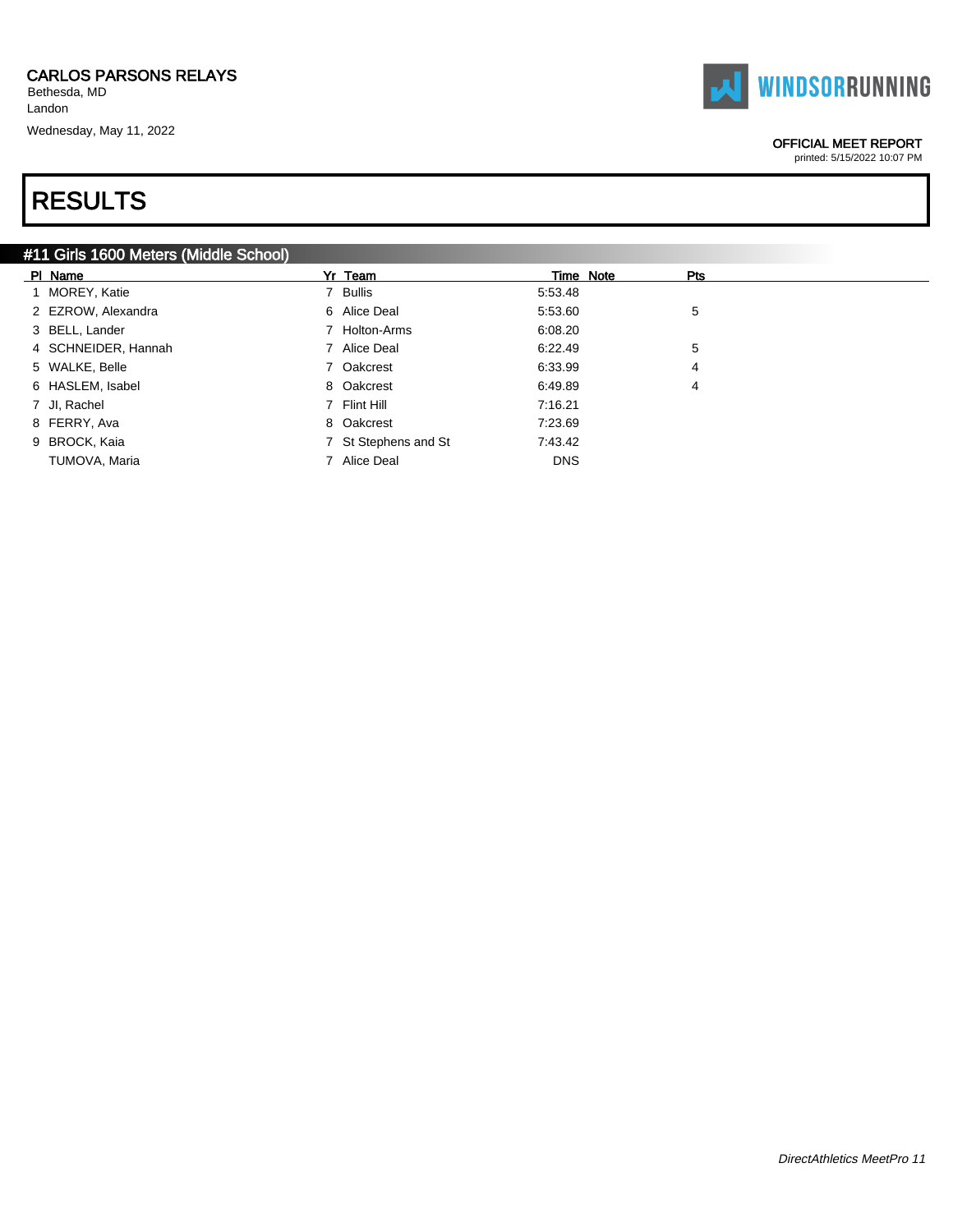CARLOS PARSONS RELAYS
Bethesda, MD
Landon
Wednesday, May 11, 2022

OFFICIAL MEET REPORT
printed: 5/15/2022 10:07 PM

# RESULTS

## #11 Girls 1600 Meters (Middle School)

| Pl | Name | Yr | Team | Time | Note | Pts |
|---|---|---|---|---|---|---|
| 1 | MOREY, Katie | 7 | Bullis | 5:53.48 | | |
| 2 | EZROW, Alexandra | 6 | Alice Deal | 5:53.60 | | 5 |
| 3 | BELL, Lander | 7 | Holton-Arms | 6:08.20 | | |
| 4 | SCHNEIDER, Hannah | 7 | Alice Deal | 6:22.49 | | 5 |
| 5 | WALKE, Belle | 7 | Oakcrest | 6:33.99 | | 4 |
| 6 | HASLEM, Isabel | 8 | Oakcrest | 6:49.89 | | 4 |
| 7 | JI, Rachel | 7 | Flint Hill | 7:16.21 | | |
| 8 | FERRY, Ava | 8 | Oakcrest | 7:23.69 | | |
| 9 | BROCK, Kaia | 7 | St Stephens and St | 7:43.42 | | |
| | TUMOVA, Maria | 7 | Alice Deal | DNS | | |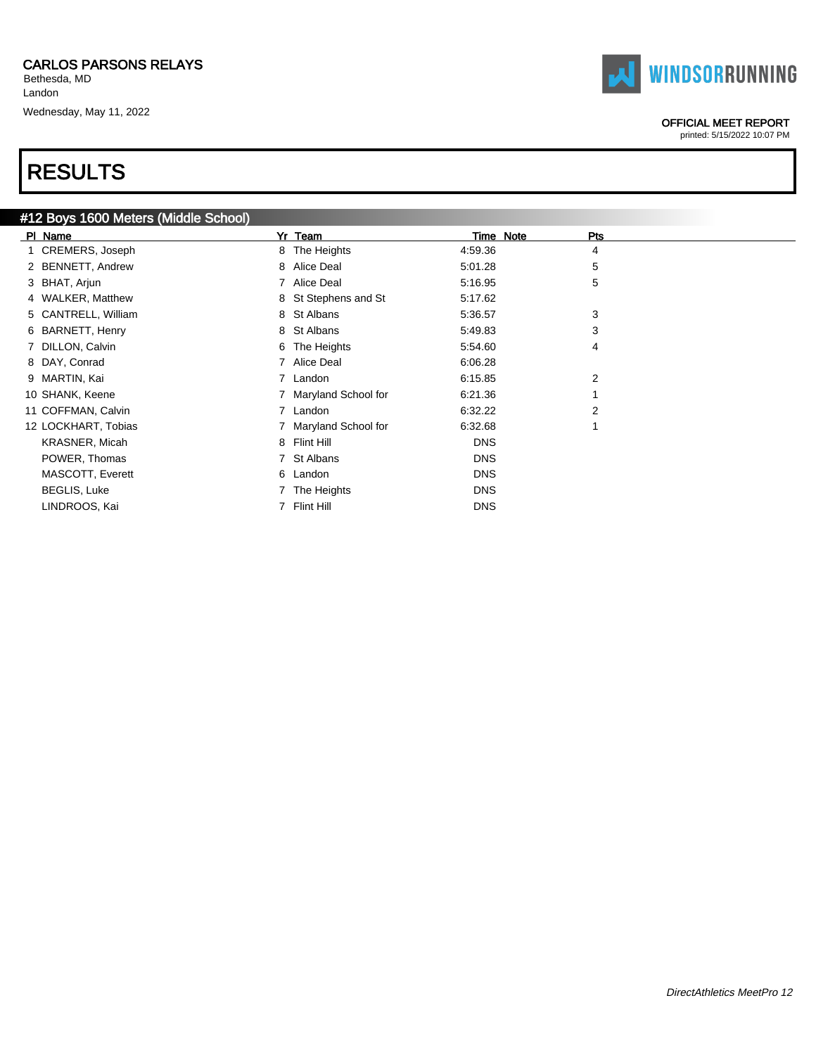CARLOS PARSONS RELAYS
Bethesda, MD
Landon
Wednesday, May 11, 2022

OFFICIAL MEET REPORT
printed: 5/15/2022 10:07 PM

# RESULTS

## #12 Boys 1600 Meters (Middle School)

| Pl | Name | Yr | Team | Time | Note | Pts |
|---|---|---|---|---|---|---|
| 1 | CREMERS, Joseph | 8 | The Heights | 4:59.36 | | 4 |
| 2 | BENNETT, Andrew | 8 | Alice Deal | 5:01.28 | | 5 |
| 3 | BHAT, Arjun | 7 | Alice Deal | 5:16.95 | | 5 |
| 4 | WALKER, Matthew | 8 | St Stephens and St | 5:17.62 | | |
| 5 | CANTRELL, William | 8 | St Albans | 5:36.57 | | 3 |
| 6 | BARNETT, Henry | 8 | St Albans | 5:49.83 | | 3 |
| 7 | DILLON, Calvin | 6 | The Heights | 5:54.60 | | 4 |
| 8 | DAY, Conrad | 7 | Alice Deal | 6:06.28 | | |
| 9 | MARTIN, Kai | 7 | Landon | 6:15.85 | | 2 |
| 10 | SHANK, Keene | 7 | Maryland School for | 6:21.36 | | 1 |
| 11 | COFFMAN, Calvin | 7 | Landon | 6:32.22 | | 2 |
| 12 | LOCKHART, Tobias | 7 | Maryland School for | 6:32.68 | | 1 |
| | KRASNER, Micah | 8 | Flint Hill | DNS | | |
| | POWER, Thomas | 7 | St Albans | DNS | | |
| | MASCOTT, Everett | 6 | Landon | DNS | | |
| | BEGLIS, Luke | 7 | The Heights | DNS | | |
| | LINDROOS, Kai | 7 | Flint Hill | DNS | | |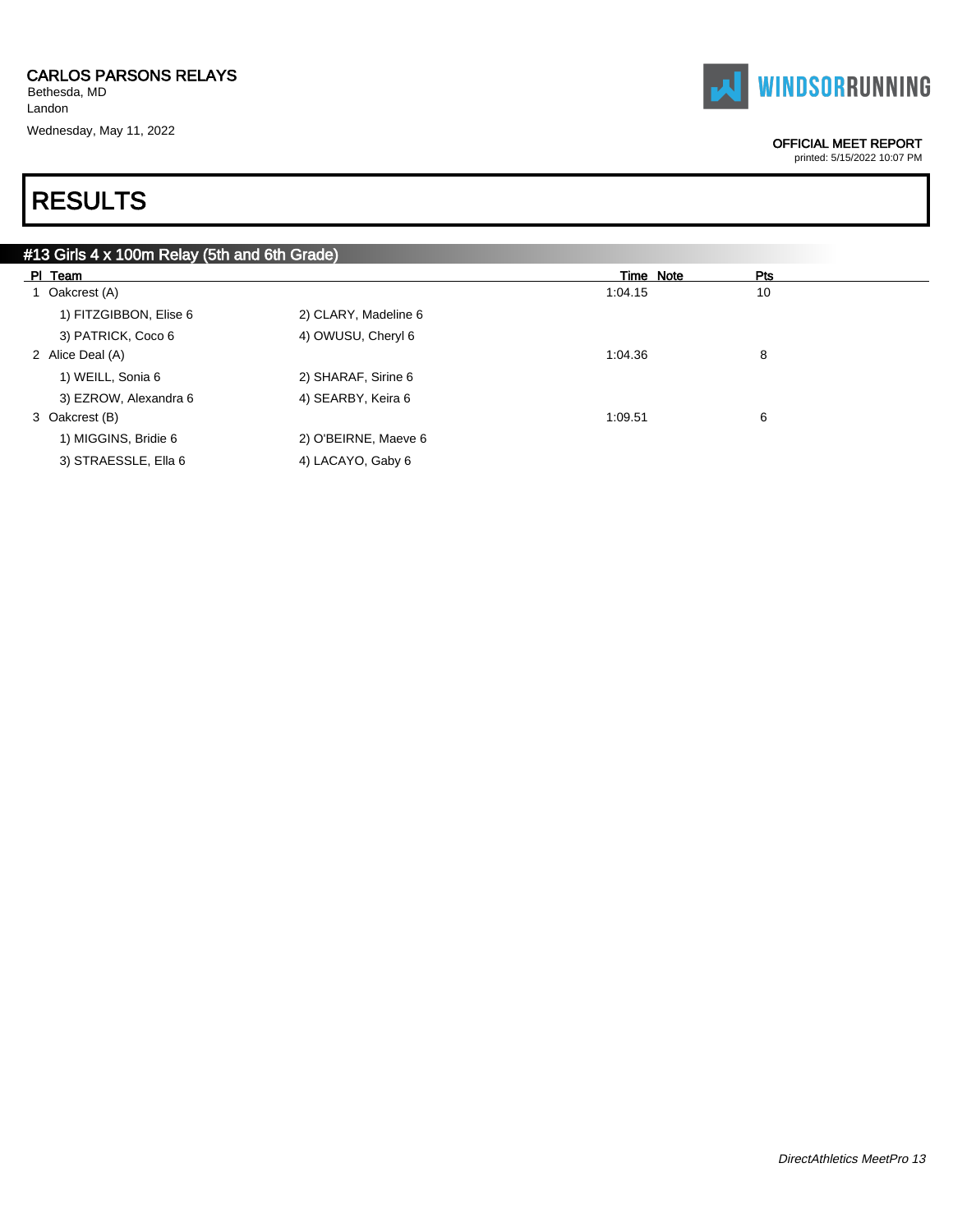CARLOS PARSONS RELAYS
Bethesda, MD
Landon
Wednesday, May 11, 2022

OFFICIAL MEET REPORT
printed: 5/15/2022 10:07 PM

# RESULTS

## #13 Girls 4 x 100m Relay (5th and 6th Grade)

| Pl | Team | | Time | Note | Pts |
|---|---|---|---|---|---|
| 1 | Oakcrest (A) | | 1:04.15 | | 10 |
| | 1) FITZGIBBON, Elise 6 | 2) CLARY, Madeline 6 | | | |
| | 3) PATRICK, Coco 6 | 4) OWUSU, Cheryl 6 | | | |
| 2 | Alice Deal (A) | | 1:04.36 | | 8 |
| | 1) WEILL, Sonia 6 | 2) SHARAF, Sirine 6 | | | |
| | 3) EZROW, Alexandra 6 | 4) SEARBY, Keira 6 | | | |
| 3 | Oakcrest (B) | | 1:09.51 | | 6 |
| | 1) MIGGINS, Bridie 6 | 2) O'BEIRNE, Maeve 6 | | | |
| | 3) STRAESSLE, Ella 6 | 4) LACAYO, Gaby 6 | | | |

*DirectAthletics MeetPro 13*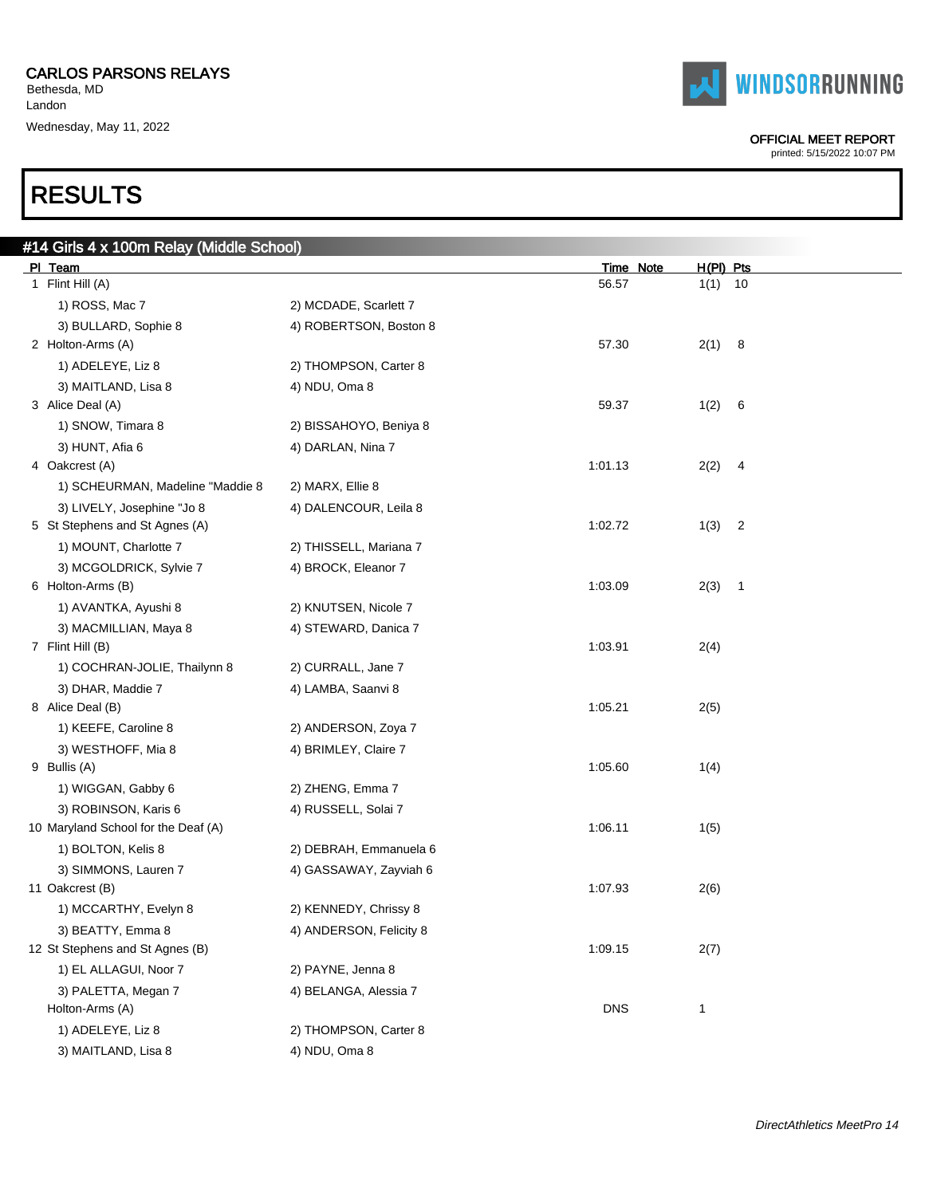CARLOS PARSONS RELAYS
Bethesda, MD
Landon
Wednesday, May 11, 2022

WINDSORRUNNING

OFFICIAL MEET REPORT
printed: 5/15/2022 10:07 PM

# RESULTS

## #14 Girls 4 x 100m Relay (Middle School)

| Pl | Team | Time | Note | H(Pl) | Pts |
|---|---|---|---|---|---|
| 1 | Flint Hill (A) | 56.57 | | 1(1) | 10 |
| | 1) ROSS, Mac 7 / 2) MCDADE, Scarlett 7 / 3) BULLARD, Sophie 8 / 4) ROBERTSON, Boston 8 | | | | |
| 2 | Holton-Arms (A) | 57.30 | | 2(1) | 8 |
| | 1) ADELEYE, Liz 8 / 2) THOMPSON, Carter 8 / 3) MAITLAND, Lisa 8 / 4) NDU, Oma 8 | | | | |
| 3 | Alice Deal (A) | 59.37 | | 1(2) | 6 |
| | 1) SNOW, Timara 8 / 2) BISSAHOYO, Beniya 8 / 3) HUNT, Afia 6 / 4) DARLAN, Nina 7 | | | | |
| 4 | Oakcrest (A) | 1:01.13 | | 2(2) | 4 |
| | 1) SCHEURMAN, Madeline "Maddie 8 / 2) MARX, Ellie 8 / 3) LIVELY, Josephine "Jo 8 / 4) DALENCOUR, Leila 8 | | | | |
| 5 | St Stephens and St Agnes (A) | 1:02.72 | | 1(3) | 2 |
| | 1) MOUNT, Charlotte 7 / 2) THISSELL, Mariana 7 / 3) MCGOLDRICK, Sylvie 7 / 4) BROCK, Eleanor 7 | | | | |
| 6 | Holton-Arms (B) | 1:03.09 | | 2(3) | 1 |
| | 1) AVANTKA, Ayushi 8 / 2) KNUTSEN, Nicole 7 / 3) MACMILLIAN, Maya 8 / 4) STEWARD, Danica 7 | | | | |
| 7 | Flint Hill (B) | 1:03.91 | | 2(4) | |
| | 1) COCHRAN-JOLIE, Thailynn 8 / 2) CURRALL, Jane 7 / 3) DHAR, Maddie 7 / 4) LAMBA, Saanvi 8 | | | | |
| 8 | Alice Deal (B) | 1:05.21 | | 2(5) | |
| | 1) KEEFE, Caroline 8 / 2) ANDERSON, Zoya 7 / 3) WESTHOFF, Mia 8 / 4) BRIMLEY, Claire 7 | | | | |
| 9 | Bullis (A) | 1:05.60 | | 1(4) | |
| | 1) WIGGAN, Gabby 6 / 2) ZHENG, Emma 7 / 3) ROBINSON, Karis 6 / 4) RUSSELL, Solai 7 | | | | |
| 10 | Maryland School for the Deaf (A) | 1:06.11 | | 1(5) | |
| | 1) BOLTON, Kelis 8 / 2) DEBRAH, Emmanuela 6 / 3) SIMMONS, Lauren 7 / 4) GASSAWAY, Zayviah 6 | | | | |
| 11 | Oakcrest (B) | 1:07.93 | | 2(6) | |
| | 1) MCCARTHY, Evelyn 8 / 2) KENNEDY, Chrissy 8 / 3) BEATTY, Emma 8 / 4) ANDERSON, Felicity 8 | | | | |
| 12 | St Stephens and St Agnes (B) | 1:09.15 | | 2(7) | |
| | 1) EL ALLAGUI, Noor 7 / 2) PAYNE, Jenna 8 / 3) PALETTA, Megan 7 / 4) BELANGA, Alessia 7 | | | | |
| | Holton-Arms (A) | DNS | | 1 | |
| | 1) ADELEYE, Liz 8 / 2) THOMPSON, Carter 8 / 3) MAITLAND, Lisa 8 / 4) NDU, Oma 8 | | | | |

*DirectAthletics MeetPro 14*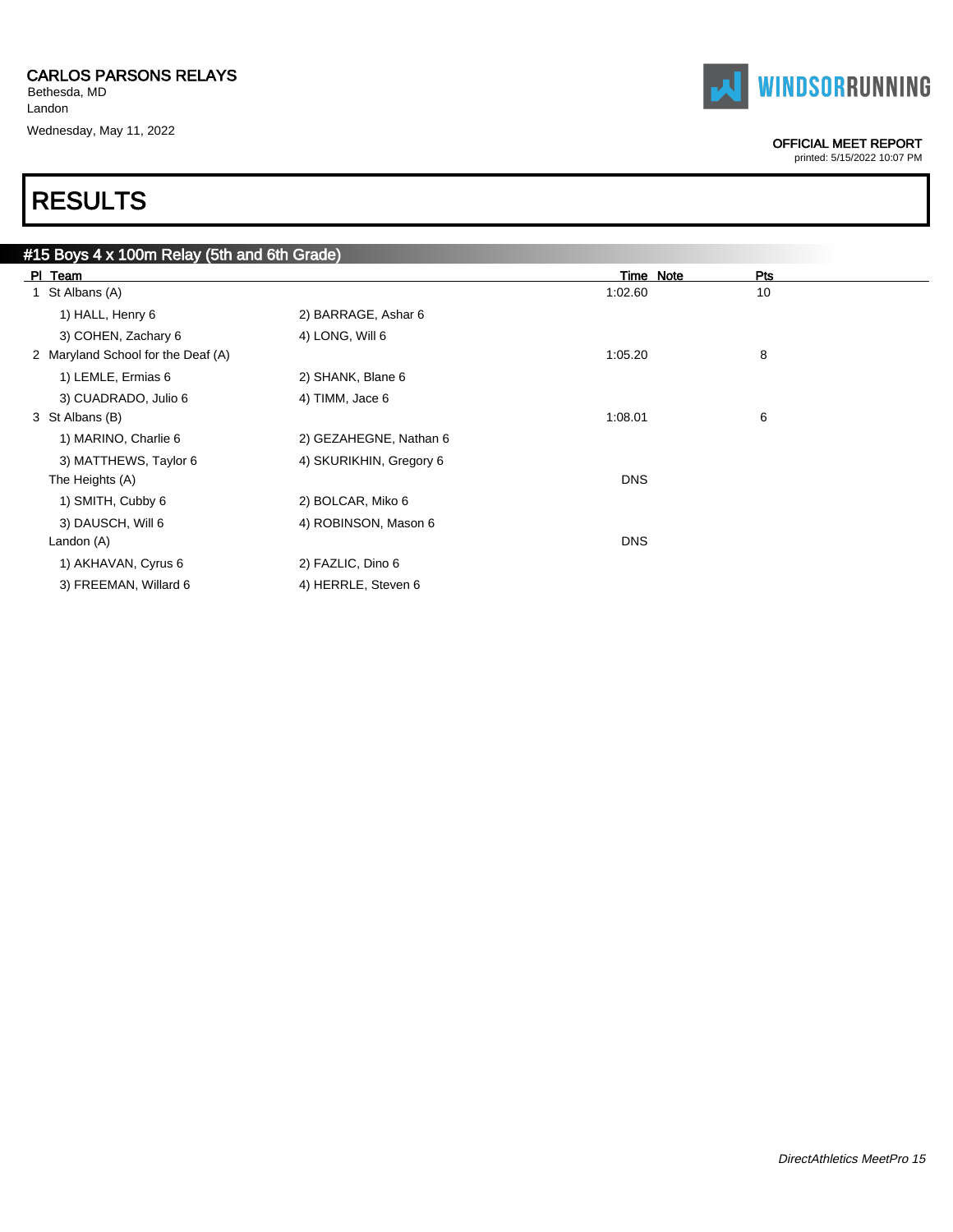CARLOS PARSONS RELAYS
Bethesda, MD
Landon
Wednesday, May 11, 2022

OFFICIAL MEET REPORT
printed: 5/15/2022 10:07 PM

# RESULTS

## #15 Boys 4 x 100m Relay (5th and 6th Grade)

| Pl | Team | | Time | Note | Pts |
|---|---|---|---|---|---|
| 1 | St Albans (A) | | 1:02.60 | | 10 |
| | 1) HALL, Henry 6 | 2) BARRAGE, Ashar 6 | | | |
| | 3) COHEN, Zachary 6 | 4) LONG, Will 6 | | | |
| 2 | Maryland School for the Deaf (A) | | 1:05.20 | | 8 |
| | 1) LEMLE, Ermias 6 | 2) SHANK, Blane 6 | | | |
| | 3) CUADRADO, Julio 6 | 4) TIMM, Jace 6 | | | |
| 3 | St Albans (B) | | 1:08.01 | | 6 |
| | 1) MARINO, Charlie 6 | 2) GEZAHEGNE, Nathan 6 | | | |
| | 3) MATTHEWS, Taylor 6 | 4) SKURIKHIN, Gregory 6 | | | |
| | The Heights (A) | | DNS | | |
| | 1) SMITH, Cubby 6 | 2) BOLCAR, Miko 6 | | | |
| | 3) DAUSCH, Will 6 | 4) ROBINSON, Mason 6 | | | |
| | Landon (A) | | DNS | | |
| | 1) AKHAVAN, Cyrus 6 | 2) FAZLIC, Dino 6 | | | |
| | 3) FREEMAN, Willard 6 | 4) HERRLE, Steven 6 | | | |

*DirectAthletics MeetPro 15*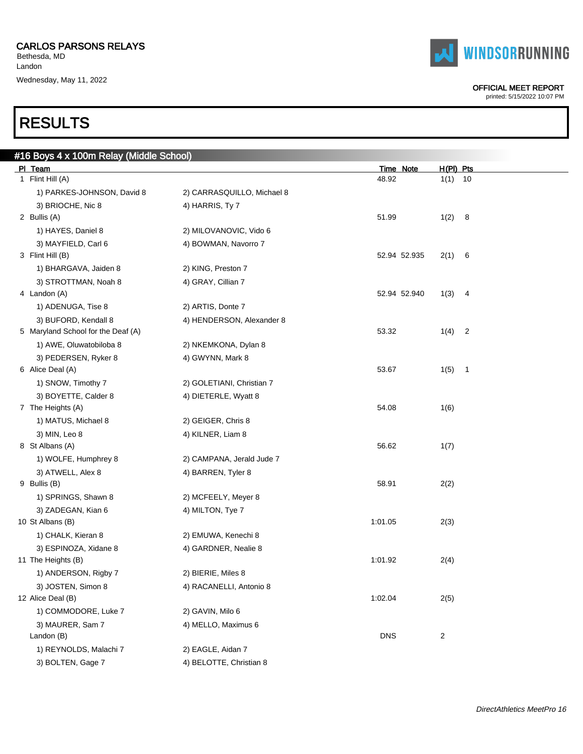CARLOS PARSONS RELAYS
Bethesda, MD
Landon
Wednesday, May 11, 2022

WINDSORRUNNING

OFFICIAL MEET REPORT
printed: 5/15/2022 10:07 PM

# RESULTS

## #16 Boys 4 x 100m Relay (Middle School)

| Pl | Team | | Time | Note | H(Pl) | Pts |
|---|---|---|---|---|---|---|
| 1 | Flint Hill (A) | | 48.92 | | 1(1) | 10 |
| | 1) PARKES-JOHNSON, David 8 | 2) CARRASQUILLO, Michael 8 | | | | |
| | 3) BRIOCHE, Nic 8 | 4) HARRIS, Ty 7 | | | | |
| 2 | Bullis (A) | | 51.99 | | 1(2) | 8 |
| | 1) HAYES, Daniel 8 | 2) MILOVANOVIC, Vido 6 | | | | |
| | 3) MAYFIELD, Carl 6 | 4) BOWMAN, Navorro 7 | | | | |
| 3 | Flint Hill (B) | | 52.94 | 52.935 | 2(1) | 6 |
| | 1) BHARGAVA, Jaiden 8 | 2) KING, Preston 7 | | | | |
| | 3) STROTTMAN, Noah 8 | 4) GRAY, Cillian 7 | | | | |
| 4 | Landon (A) | | 52.94 | 52.940 | 1(3) | 4 |
| | 1) ADENUGA, Tise 8 | 2) ARTIS, Donte 7 | | | | |
| | 3) BUFORD, Kendall 8 | 4) HENDERSON, Alexander 8 | | | | |
| 5 | Maryland School for the Deaf (A) | | 53.32 | | 1(4) | 2 |
| | 1) AWE, Oluwatobiloba 8 | 2) NKEMKONA, Dylan 8 | | | | |
| | 3) PEDERSEN, Ryker 8 | 4) GWYNN, Mark 8 | | | | |
| 6 | Alice Deal (A) | | 53.67 | | 1(5) | 1 |
| | 1) SNOW, Timothy 7 | 2) GOLETIANI, Christian 7 | | | | |
| | 3) BOYETTE, Calder 8 | 4) DIETERLE, Wyatt 8 | | | | |
| 7 | The Heights (A) | | 54.08 | | 1(6) | |
| | 1) MATUS, Michael 8 | 2) GEIGER, Chris 8 | | | | |
| | 3) MIN, Leo 8 | 4) KILNER, Liam 8 | | | | |
| 8 | St Albans (A) | | 56.62 | | 1(7) | |
| | 1) WOLFE, Humphrey 8 | 2) CAMPANA, Jerald Jude 7 | | | | |
| | 3) ATWELL, Alex 8 | 4) BARREN, Tyler 8 | | | | |
| 9 | Bullis (B) | | 58.91 | | 2(2) | |
| | 1) SPRINGS, Shawn 8 | 2) MCFEELY, Meyer 8 | | | | |
| | 3) ZADEGAN, Kian 6 | 4) MILTON, Tye 7 | | | | |
| 10 | St Albans (B) | | 1:01.05 | | 2(3) | |
| | 1) CHALK, Kieran 8 | 2) EMUWA, Kenechi 8 | | | | |
| | 3) ESPINOZA, Xidane 8 | 4) GARDNER, Nealie 8 | | | | |
| 11 | The Heights (B) | | 1:01.92 | | 2(4) | |
| | 1) ANDERSON, Rigby 7 | 2) BIERIE, Miles 8 | | | | |
| | 3) JOSTEN, Simon 8 | 4) RACANELLI, Antonio 8 | | | | |
| 12 | Alice Deal (B) | | 1:02.04 | | 2(5) | |
| | 1) COMMODORE, Luke 7 | 2) GAVIN, Milo 6 | | | | |
| | 3) MAURER, Sam 7 | 4) MELLO, Maximus 6 | | | | |
| | Landon (B) | | DNS | | 2 | |
| | 1) REYNOLDS, Malachi 7 | 2) EAGLE, Aidan 7 | | | | |
| | 3) BOLTEN, Gage 7 | 4) BELOTTE, Christian 8 | | | | |

*DirectAthletics MeetPro 16*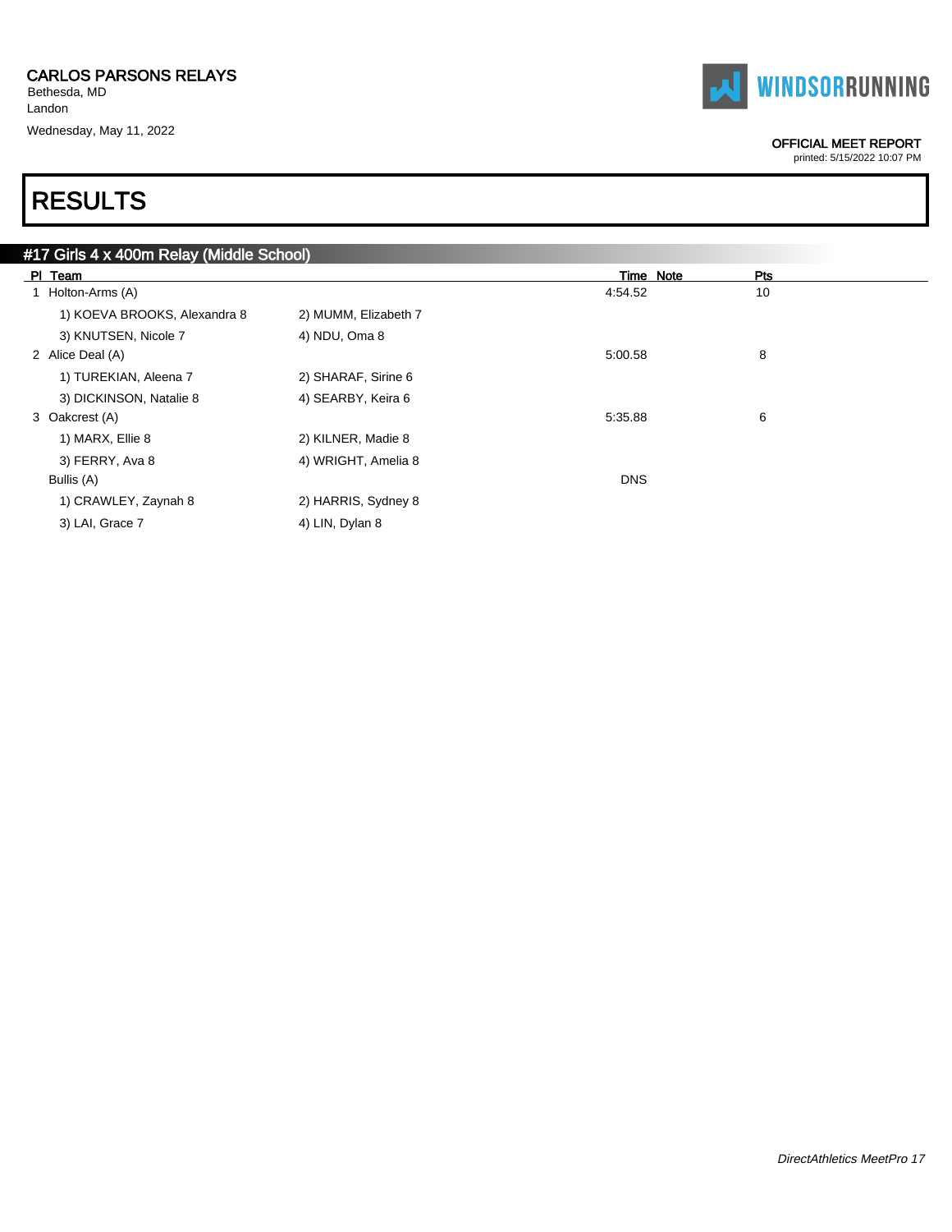CARLOS PARSONS RELAYS
Bethesda, MD
Landon
Wednesday, May 11, 2022

OFFICIAL MEET REPORT
printed: 5/15/2022 10:07 PM

# RESULTS

## #17 Girls 4 x 400m Relay (Middle School)

| Pl | Team | | Time | Note | Pts |
|---|---|---|---|---|---|
| 1 | Holton-Arms (A) | | 4:54.52 | | 10 |
| | 1) KOEVA BROOKS, Alexandra 8 | 2) MUMM, Elizabeth 7 | | | |
| | 3) KNUTSEN, Nicole 7 | 4) NDU, Oma 8 | | | |
| 2 | Alice Deal (A) | | 5:00.58 | | 8 |
| | 1) TUREKIAN, Aleena 7 | 2) SHARAF, Sirine 6 | | | |
| | 3) DICKINSON, Natalie 8 | 4) SEARBY, Keira 6 | | | |
| 3 | Oakcrest (A) | | 5:35.88 | | 6 |
| | 1) MARX, Ellie 8 | 2) KILNER, Madie 8 | | | |
| | 3) FERRY, Ava 8 | 4) WRIGHT, Amelia 8 | | | |
| | Bullis (A) | | DNS | | |
| | 1) CRAWLEY, Zaynah 8 | 2) HARRIS, Sydney 8 | | | |
| | 3) LAI, Grace 7 | 4) LIN, Dylan 8 | | | |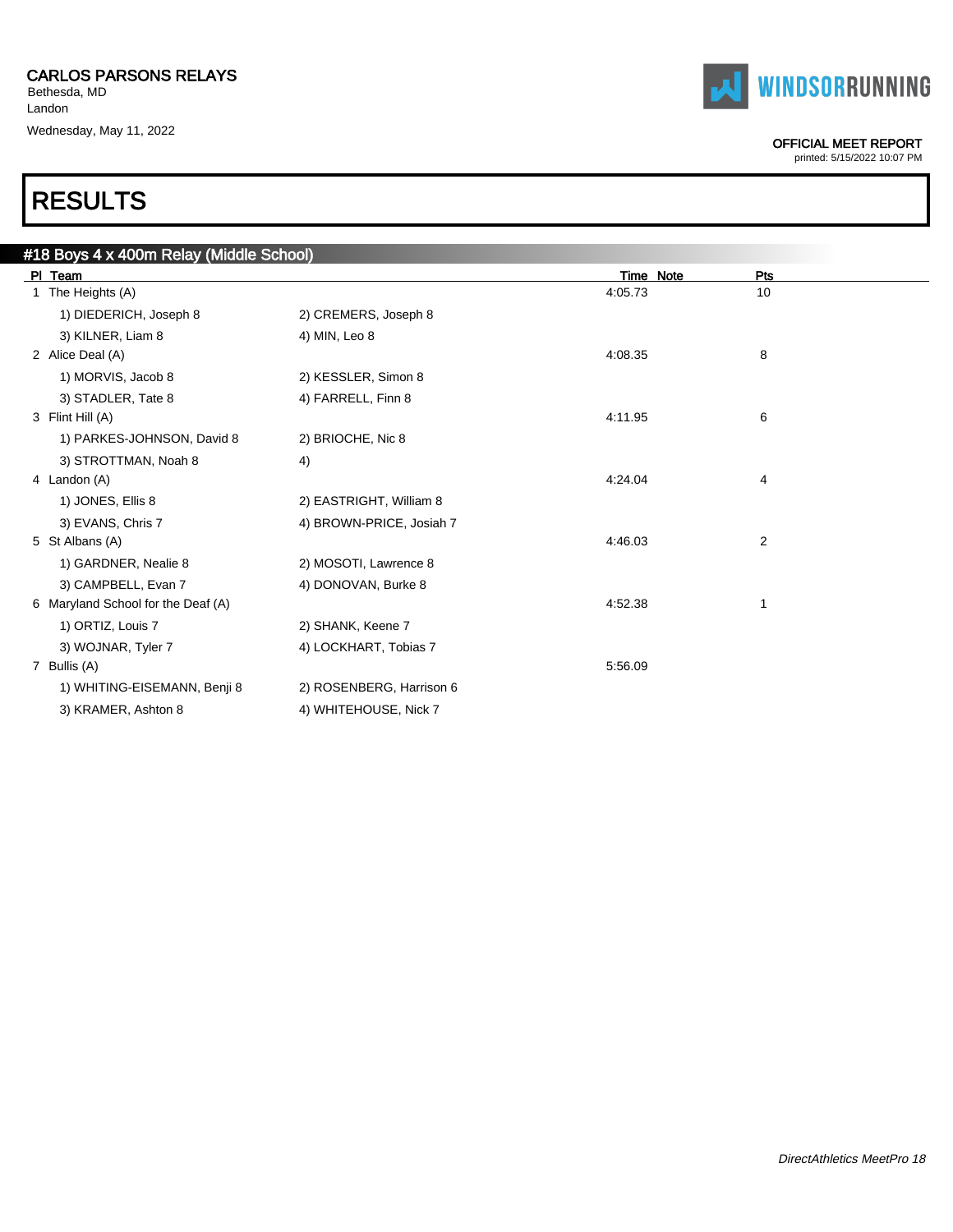CARLOS PARSONS RELAYS
Bethesda, MD
Landon
Wednesday, May 11, 2022

OFFICIAL MEET REPORT
printed: 5/15/2022 10:07 PM

# RESULTS

## #18 Boys 4 x 400m Relay (Middle School)

| Pl | Team | | Time | Note | Pts |
|---|---|---|---|---|---|
| 1 | The Heights (A) | | 4:05.73 | | 10 |
| | 1) DIEDERICH, Joseph 8 | 2) CREMERS, Joseph 8 | | | |
| | 3) KILNER, Liam 8 | 4) MIN, Leo 8 | | | |
| 2 | Alice Deal (A) | | 4:08.35 | | 8 |
| | 1) MORVIS, Jacob 8 | 2) KESSLER, Simon 8 | | | |
| | 3) STADLER, Tate 8 | 4) FARRELL, Finn 8 | | | |
| 3 | Flint Hill (A) | | 4:11.95 | | 6 |
| | 1) PARKES-JOHNSON, David 8 | 2) BRIOCHE, Nic 8 | | | |
| | 3) STROTTMAN, Noah 8 | 4) | | | |
| 4 | Landon (A) | | 4:24.04 | | 4 |
| | 1) JONES, Ellis 8 | 2) EASTRIGHT, William 8 | | | |
| | 3) EVANS, Chris 7 | 4) BROWN-PRICE, Josiah 7 | | | |
| 5 | St Albans (A) | | 4:46.03 | | 2 |
| | 1) GARDNER, Nealie 8 | 2) MOSOTI, Lawrence 8 | | | |
| | 3) CAMPBELL, Evan 7 | 4) DONOVAN, Burke 8 | | | |
| 6 | Maryland School for the Deaf (A) | | 4:52.38 | | 1 |
| | 1) ORTIZ, Louis 7 | 2) SHANK, Keene 7 | | | |
| | 3) WOJNAR, Tyler 7 | 4) LOCKHART, Tobias 7 | | | |
| 7 | Bullis (A) | | 5:56.09 | | |
| | 1) WHITING-EISEMANN, Benji 8 | 2) ROSENBERG, Harrison 6 | | | |
| | 3) KRAMER, Ashton 8 | 4) WHITEHOUSE, Nick 7 | | | |

*DirectAthletics MeetPro 18*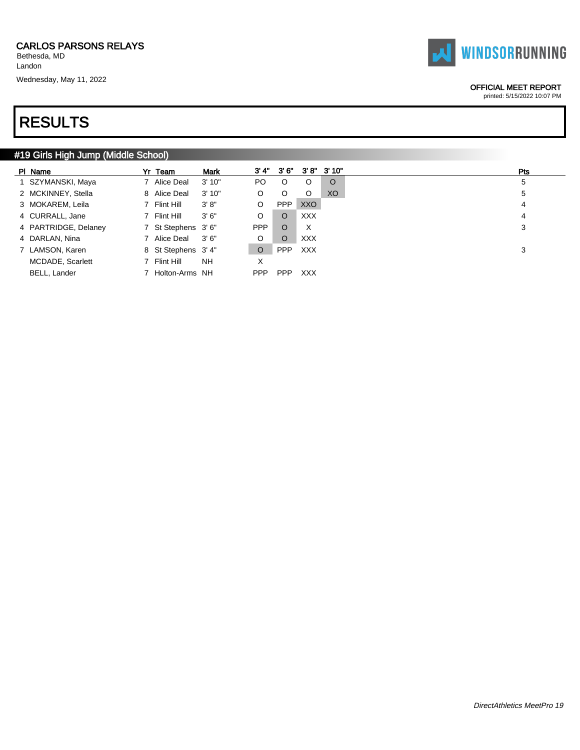CARLOS PARSONS RELAYS
Bethesda, MD
Landon
Wednesday, May 11, 2022

OFFICIAL MEET REPORT
printed: 5/15/2022 10:07 PM

# RESULTS

## #19 Girls High Jump (Middle School)

| Pl | Name | Yr | Team | Mark | 3' 4" | 3' 6" | 3' 8" | 3' 10" | Pts |
|---|---|---|---|---|---|---|---|---|---|
| 1 | SZYMANSKI, Maya | 7 | Alice Deal | 3' 10" | PO | O | O | O | 5 |
| 2 | MCKINNEY, Stella | 8 | Alice Deal | 3' 10" | O | O | O | XO | 5 |
| 3 | MOKAREM, Leila | 7 | Flint Hill | 3' 8" | O | PPP | XXO | | 4 |
| 4 | CURRALL, Jane | 7 | Flint Hill | 3' 6" | O | O | XXX | | 4 |
| 4 | PARTRIDGE, Delaney | 7 | St Stephens | 3' 6" | PPP | O | X | | 3 |
| 4 | DARLAN, Nina | 7 | Alice Deal | 3' 6" | O | O | XXX | | |
| 7 | LAMSON, Karen | 8 | St Stephens | 3' 4" | O | PPP | XXX | | 3 |
| | MCDADE, Scarlett | 7 | Flint Hill | NH | X | | | | |
| | BELL, Lander | 7 | Holton-Arms | NH | PPP | PPP | XXX | | |

*DirectAthletics MeetPro 19*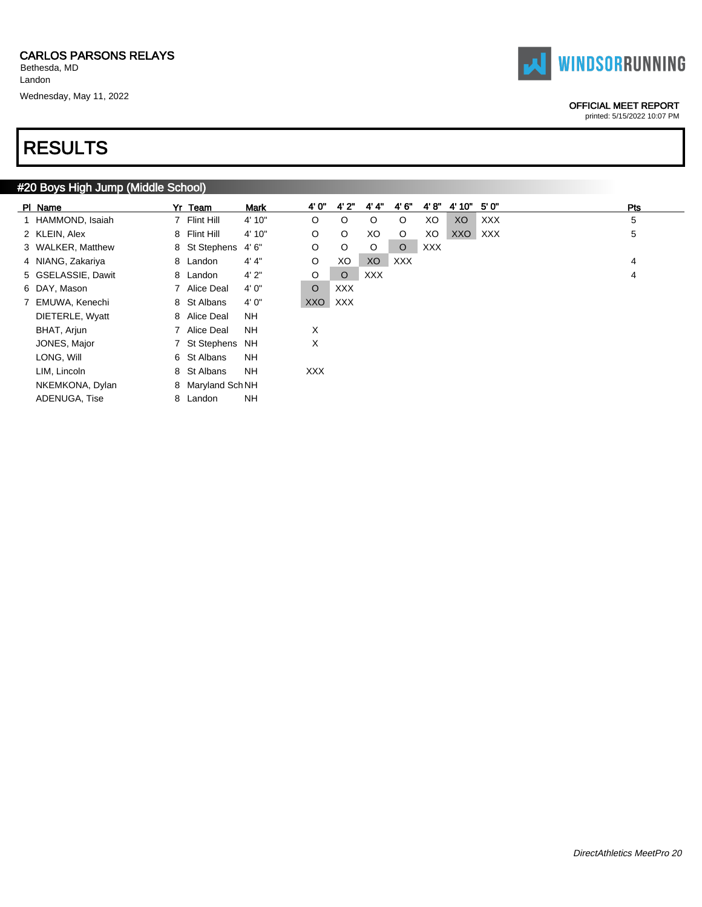CARLOS PARSONS RELAYS
Bethesda, MD
Landon
Wednesday, May 11, 2022

WINDSORRUNNING

OFFICIAL MEET REPORT
printed: 5/15/2022 10:07 PM

# RESULTS

## #20 Boys High Jump (Middle School)

| Pl | Name | Yr | Team | Mark | 4' 0" | 4' 2" | 4' 4" | 4' 6" | 4' 8" | 4' 10" | 5' 0" | Pts |
|---|---|---|---|---|---|---|---|---|---|---|---|---|
| 1 | HAMMOND, Isaiah | 7 | Flint Hill | 4' 10" | O | O | O | O | XO | XO | XXX | 5 |
| 2 | KLEIN, Alex | 8 | Flint Hill | 4' 10" | O | O | XO | O | XO | XXO | XXX | 5 |
| 3 | WALKER, Matthew | 8 | St Stephens | 4' 6" | O | O | O | O | XXX | | | |
| 4 | NIANG, Zakariya | 8 | Landon | 4' 4" | O | XO | XO | XXX | | | | 4 |
| 5 | GSELASSIE, Dawit | 8 | Landon | 4' 2" | O | O | XXX | | | | | 4 |
| 6 | DAY, Mason | 7 | Alice Deal | 4' 0" | O | XXX | | | | | | |
| 7 | EMUWA, Kenechi | 8 | St Albans | 4' 0" | XXO | XXX | | | | | | |
| | DIETERLE, Wyatt | 8 | Alice Deal | NH | | | | | | | | |
| | BHAT, Arjun | 7 | Alice Deal | NH | X | | | | | | | |
| | JONES, Major | 7 | St Stephens | NH | X | | | | | | | |
| | LONG, Will | 6 | St Albans | NH | | | | | | | | |
| | LIM, Lincoln | 8 | St Albans | NH | XXX | | | | | | | |
| | NKEMKONA, Dylan | 8 | Maryland Sch | NH | | | | | | | | |
| | ADENUGA, Tise | 8 | Landon | NH | | | | | | | | |

DirectAthletics MeetPro 20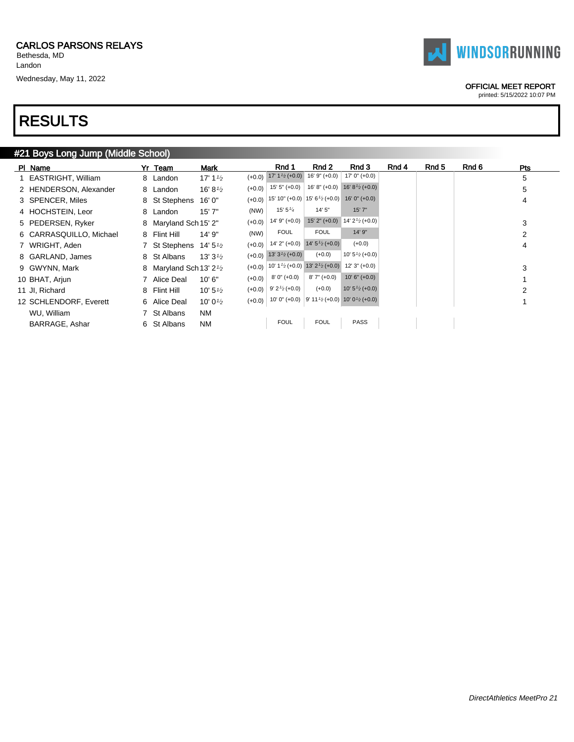CARLOS PARSONS RELAYS
Bethesda, MD
Landon
Wednesday, May 11, 2022

WINDSORRUNNING

OFFICIAL MEET REPORT
printed: 5/15/2022 10:07 PM

# RESULTS

## #21 Boys Long Jump (Middle School)

| Pl | Name | Yr | Team | Mark | | Rnd 1 | Rnd 2 | Rnd 3 | Rnd 4 | Rnd 5 | Rnd 6 | Pts |
|---|---|---|---|---|---|---|---|---|---|---|---|---|
| 1 | EASTRIGHT, William | 8 | Landon | 17' 1½ | (+0.0) | 17' 1½ (+0.0) | 16' 9" (+0.0) | 17' 0" (+0.0) | | | | 5 |
| 2 | HENDERSON, Alexander | 8 | Landon | 16' 8½ | (+0.0) | 15' 5" (+0.0) | 16' 8" (+0.0) | 16' 8½ (+0.0) | | | | 5 |
| 3 | SPENCER, Miles | 8 | St Stephens | 16' 0" | (+0.0) | 15' 10" (+0.0) | 15' 6½ (+0.0) | 16' 0" (+0.0) | | | | 4 |
| 4 | HOCHSTEIN, Leor | 8 | Landon | 15' 7" | (NW) | 15' 5¼ | 14' 5" | 15' 7" | | | | |
| 5 | PEDERSEN, Ryker | 8 | Maryland Sch | 15' 2" | (+0.0) | 14' 9" (+0.0) | 15' 2" (+0.0) | 14' 2½ (+0.0) | | | | 3 |
| 6 | CARRASQUILLO, Michael | 8 | Flint Hill | 14' 9" | (NW) | FOUL | FOUL | 14' 9" | | | | 2 |
| 7 | WRIGHT, Aden | 7 | St Stephens | 14' 5½ | (+0.0) | 14' 2" (+0.0) | 14' 5½ (+0.0) | (+0.0) | | | | 4 |
| 8 | GARLAND, James | 8 | St Albans | 13' 3½ | (+0.0) | 13' 3½ (+0.0) | (+0.0) | 10' 5½ (+0.0) | | | | |
| 9 | GWYNN, Mark | 8 | Maryland Sch | 13' 2½ | (+0.0) | 10' 1½ (+0.0) | 13' 2½ (+0.0) | 12' 3" (+0.0) | | | | 3 |
| 10 | BHAT, Arjun | 7 | Alice Deal | 10' 6" | (+0.0) | 8' 0" (+0.0) | 8' 7" (+0.0) | 10' 6" (+0.0) | | | | 1 |
| 11 | JI, Richard | 8 | Flint Hill | 10' 5½ | (+0.0) | 9' 2½ (+0.0) | (+0.0) | 10' 5½ (+0.0) | | | | 2 |
| 12 | SCHLENDORF, Everett | 6 | Alice Deal | 10' 0½ | (+0.0) | 10' 0" (+0.0) | 9' 11½ (+0.0) | 10' 0½ (+0.0) | | | | 1 |
| | WU, William | 7 | St Albans | NM | | | | | | | | |
| | BARRAGE, Ashar | 6 | St Albans | NM | | FOUL | FOUL | PASS | | | | |

*DirectAthletics MeetPro 21*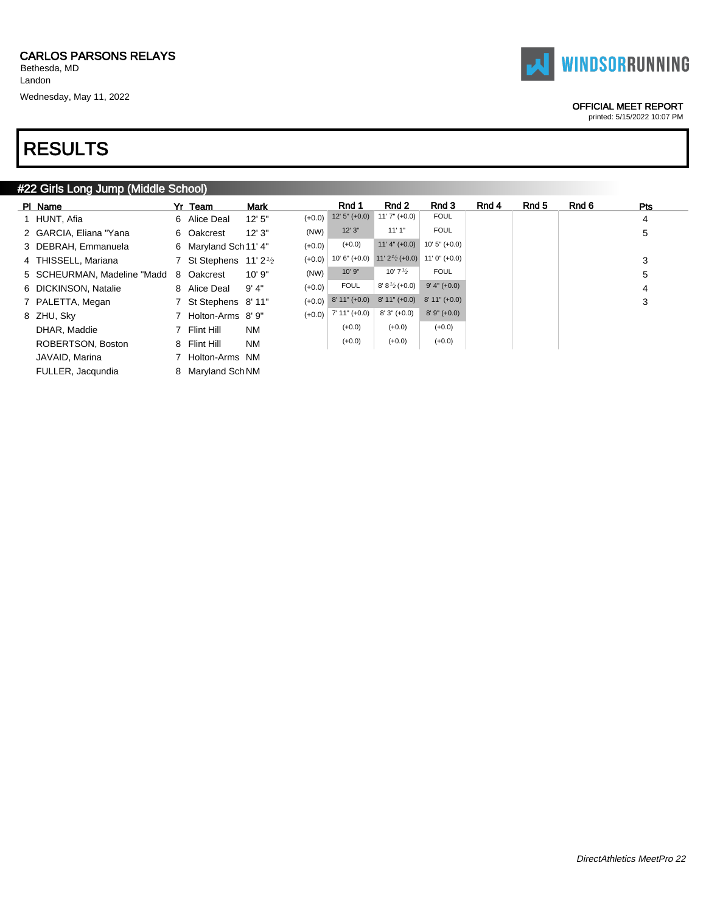CARLOS PARSONS RELAYS
Bethesda, MD
Landon
Wednesday, May 11, 2022

WINDSORRUNNING

OFFICIAL MEET REPORT
printed: 5/15/2022 10:07 PM

# RESULTS

## #22 Girls Long Jump (Middle School)

| Pl | Name | Yr | Team | Mark | | Rnd 1 | Rnd 2 | Rnd 3 | Rnd 4 | Rnd 5 | Rnd 6 | Pts |
|---|---|---|---|---|---|---|---|---|---|---|---|---|
| 1 | HUNT, Afia | 6 | Alice Deal | 12' 5" | (+0.0) | 12' 5" (+0.0) | 11' 7" (+0.0) | FOUL | | | | 4 |
| 2 | GARCIA, Eliana "Yana | 6 | Oakcrest | 12' 3" | (NW) | 12' 3" | 11' 1" | FOUL | | | | 5 |
| 3 | DEBRAH, Emmanuela | 6 | Maryland Sch | 11' 4" | (+0.0) | (+0.0) | 11' 4" (+0.0) | 10' 5" (+0.0) | | | | |
| 4 | THISSELL, Mariana | 7 | St Stephens | 11' 2½ | (+0.0) | 10' 6" (+0.0) | 11' 2½ (+0.0) | 11' 0" (+0.0) | | | | 3 |
| 5 | SCHEURMAN, Madeline "Madd | 8 | Oakcrest | 10' 9" | (NW) | 10' 9" | 10' 7½ | FOUL | | | | 5 |
| 6 | DICKINSON, Natalie | 8 | Alice Deal | 9' 4" | (+0.0) | FOUL | 8' 8½ (+0.0) | 9' 4" (+0.0) | | | | 4 |
| 7 | PALETTA, Megan | 7 | St Stephens | 8' 11" | (+0.0) | 8' 11" (+0.0) | 8' 11" (+0.0) | 8' 11" (+0.0) | | | | 3 |
| 8 | ZHU, Sky | 7 | Holton-Arms | 8' 9" | (+0.0) | 7' 11" (+0.0) | 8' 3" (+0.0) | 8' 9" (+0.0) | | | | |
| | DHAR, Maddie | 7 | Flint Hill | NM | | (+0.0) | (+0.0) | (+0.0) | | | | |
| | ROBERTSON, Boston | 8 | Flint Hill | NM | | (+0.0) | (+0.0) | (+0.0) | | | | |
| | JAVAID, Marina | 7 | Holton-Arms | NM | | | | | | | | |
| | FULLER, Jacqundia | 8 | Maryland Sch | NM | | | | | | | | |

*DirectAthletics MeetPro 22*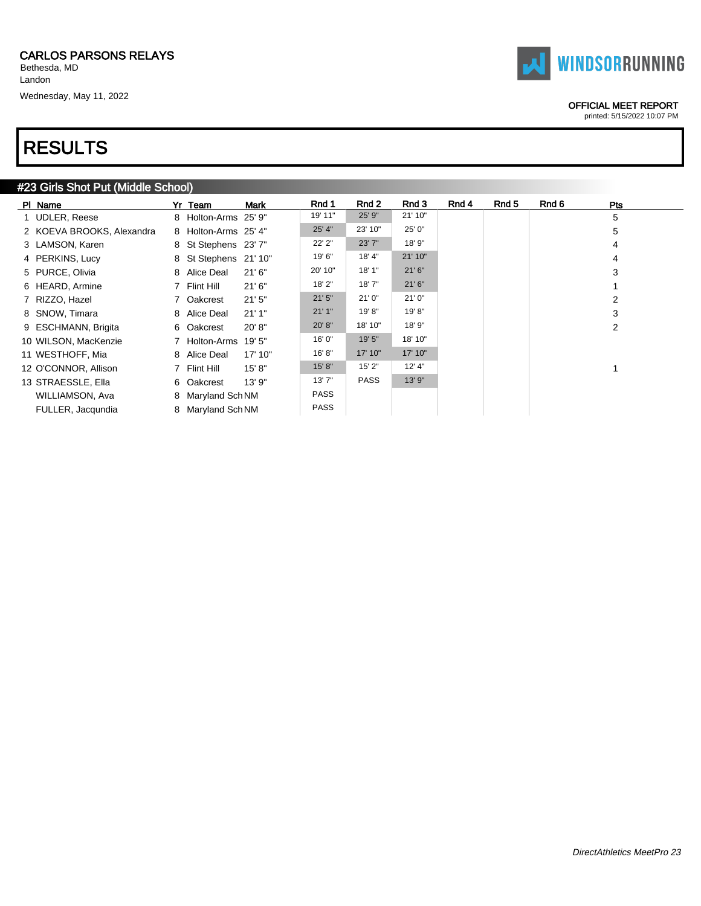CARLOS PARSONS RELAYS
Bethesda, MD
Landon
Wednesday, May 11, 2022

OFFICIAL MEET REPORT
printed: 5/15/2022 10:07 PM

# RESULTS

## #23 Girls Shot Put (Middle School)

| Pl | Name | Yr | Team | Mark | Rnd 1 | Rnd 2 | Rnd 3 | Rnd 4 | Rnd 5 | Rnd 6 | Pts |
|---|---|---|---|---|---|---|---|---|---|---|---|
| 1 | UDLER, Reese | 8 | Holton-Arms | 25' 9" | 19' 11" | 25' 9" | 21' 10" | | | | 5 |
| 2 | KOEVA BROOKS, Alexandra | 8 | Holton-Arms | 25' 4" | 25' 4" | 23' 10" | 25' 0" | | | | 5 |
| 3 | LAMSON, Karen | 8 | St Stephens | 23' 7" | 22' 2" | 23' 7" | 18' 9" | | | | 4 |
| 4 | PERKINS, Lucy | 8 | St Stephens | 21' 10" | 19' 6" | 18' 4" | 21' 10" | | | | 4 |
| 5 | PURCE, Olivia | 8 | Alice Deal | 21' 6" | 20' 10" | 18' 1" | 21' 6" | | | | 3 |
| 6 | HEARD, Armine | 7 | Flint Hill | 21' 6" | 18' 2" | 18' 7" | 21' 6" | | | | 1 |
| 7 | RIZZO, Hazel | 7 | Oakcrest | 21' 5" | 21' 5" | 21' 0" | 21' 0" | | | | 2 |
| 8 | SNOW, Timara | 8 | Alice Deal | 21' 1" | 21' 1" | 19' 8" | 19' 8" | | | | 3 |
| 9 | ESCHMANN, Brigita | 6 | Oakcrest | 20' 8" | 20' 8" | 18' 10" | 18' 9" | | | | 2 |
| 10 | WILSON, MacKenzie | 7 | Holton-Arms | 19' 5" | 16' 0" | 19' 5" | 18' 10" | | | | |
| 11 | WESTHOFF, Mia | 8 | Alice Deal | 17' 10" | 16' 8" | 17' 10" | 17' 10" | | | | |
| 12 | O'CONNOR, Allison | 7 | Flint Hill | 15' 8" | 15' 8" | 15' 2" | 12' 4" | | | | 1 |
| 13 | STRAESSLE, Ella | 6 | Oakcrest | 13' 9" | 13' 7" | PASS | 13' 9" | | | | |
| | WILLIAMSON, Ava | 8 | Maryland Sch | NM | PASS | | | | | | |
| | FULLER, Jacqundia | 8 | Maryland Sch | NM | PASS | | | | | | |

*DirectAthletics MeetPro 23*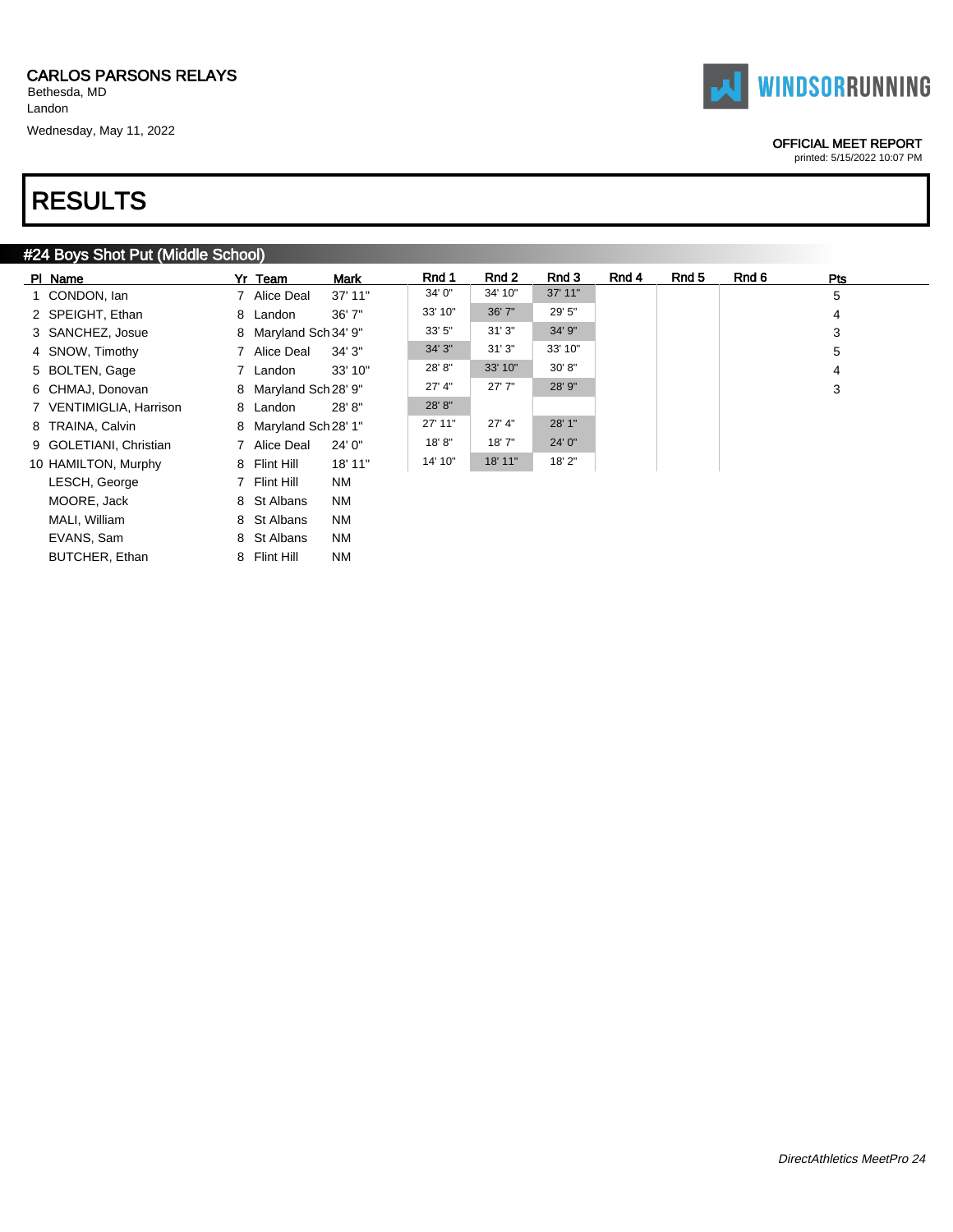CARLOS PARSONS RELAYS
Bethesda, MD
Landon
Wednesday, May 11, 2022

OFFICIAL MEET REPORT
printed: 5/15/2022 10:07 PM

# RESULTS

## #24 Boys Shot Put (Middle School)

| Pl | Name | Yr | Team | Mark | Rnd 1 | Rnd 2 | Rnd 3 | Rnd 4 | Rnd 5 | Rnd 6 | Pts |
|---|---|---|---|---|---|---|---|---|---|---|---|
| 1 | CONDON, Ian | 7 | Alice Deal | 37' 11" | 34' 0" | 34' 10" | 37' 11" | | | | 5 |
| 2 | SPEIGHT, Ethan | 8 | Landon | 36' 7" | 33' 10" | 36' 7" | 29' 5" | | | | 4 |
| 3 | SANCHEZ, Josue | 8 | Maryland Sch | 34' 9" | 33' 5" | 31' 3" | 34' 9" | | | | 3 |
| 4 | SNOW, Timothy | 7 | Alice Deal | 34' 3" | 34' 3" | 31' 3" | 33' 10" | | | | 5 |
| 5 | BOLTEN, Gage | 7 | Landon | 33' 10" | 28' 8" | 33' 10" | 30' 8" | | | | 4 |
| 6 | CHMAJ, Donovan | 8 | Maryland Sch | 28' 9" | 27' 4" | 27' 7" | 28' 9" | | | | 3 |
| 7 | VENTIMIGLIA, Harrison | 8 | Landon | 28' 8" | 28' 8" | | | | | | |
| 8 | TRAINA, Calvin | 8 | Maryland Sch | 28' 1" | 27' 11" | 27' 4" | 28' 1" | | | | |
| 9 | GOLETIANI, Christian | 7 | Alice Deal | 24' 0" | 18' 8" | 18' 7" | 24' 0" | | | | |
| 10 | HAMILTON, Murphy | 8 | Flint Hill | 18' 11" | 14' 10" | 18' 11" | 18' 2" | | | | |
| | LESCH, George | 7 | Flint Hill | NM | | | | | | | |
| | MOORE, Jack | 8 | St Albans | NM | | | | | | | |
| | MALI, William | 8 | St Albans | NM | | | | | | | |
| | EVANS, Sam | 8 | St Albans | NM | | | | | | | |
| | BUTCHER, Ethan | 8 | Flint Hill | NM | | | | | | | |

*DirectAthletics MeetPro 24*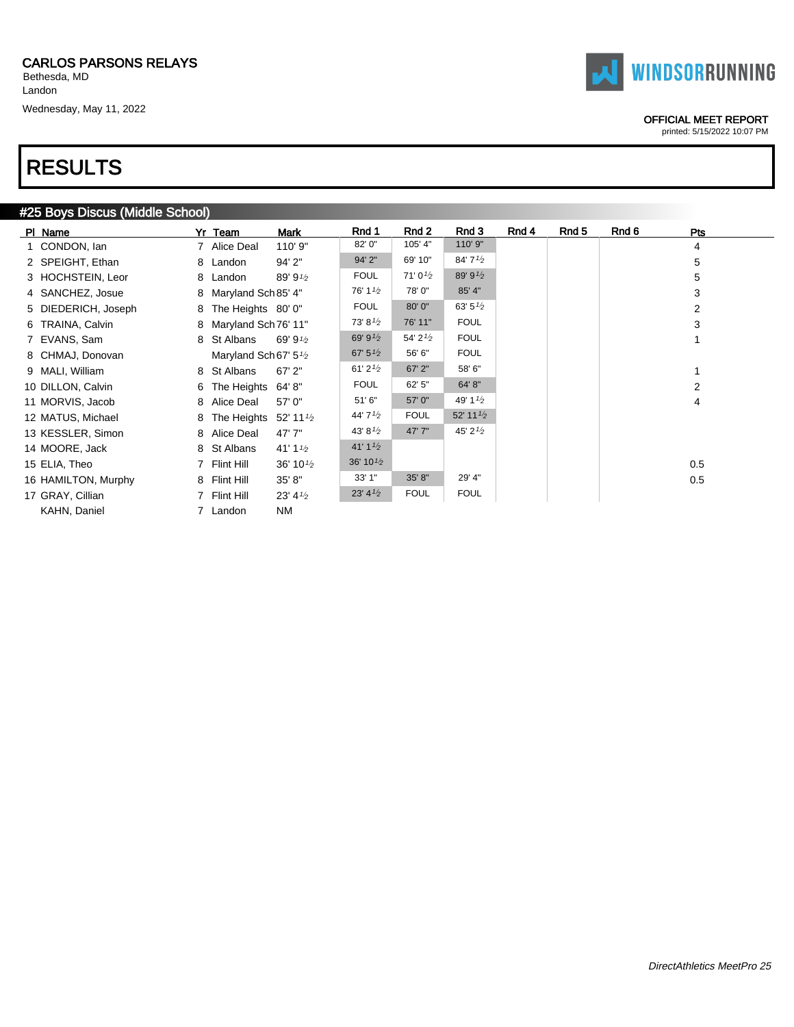CARLOS PARSONS RELAYS
Bethesda, MD
Landon
Wednesday, May 11, 2022

OFFICIAL MEET REPORT
printed: 5/15/2022 10:07 PM

# RESULTS

## #25 Boys Discus (Middle School)

| Pl | Name | Yr | Team | Mark | Rnd 1 | Rnd 2 | Rnd 3 | Rnd 4 | Rnd 5 | Rnd 6 | Pts |
|---|---|---|---|---|---|---|---|---|---|---|---|
| 1 | CONDON, Ian | 7 | Alice Deal | 110' 9" | 82' 0" | 105' 4" | 110' 9" | | | | 4 |
| 2 | SPEIGHT, Ethan | 8 | Landon | 94' 2" | 94' 2" | 69' 10" | 84' 7½ | | | | 5 |
| 3 | HOCHSTEIN, Leor | 8 | Landon | 89' 9½ | FOUL | 71' 0½ | 89' 9½ | | | | 5 |
| 4 | SANCHEZ, Josue | 8 | Maryland Sch | 85' 4" | 76' 1½ | 78' 0" | 85' 4" | | | | 3 |
| 5 | DIEDERICH, Joseph | 8 | The Heights | 80' 0" | FOUL | 80' 0" | 63' 5½ | | | | 2 |
| 6 | TRAINA, Calvin | 8 | Maryland Sch | 76' 11" | 73' 8½ | 76' 11" | FOUL | | | | 3 |
| 7 | EVANS, Sam | 8 | St Albans | 69' 9½ | 69' 9½ | 54' 2½ | FOUL | | | | 1 |
| 8 | CHMAJ, Donovan | | Maryland Sch | 67' 5½ | 67' 5½ | 56' 6" | FOUL | | | | |
| 9 | MALI, William | 8 | St Albans | 67' 2" | 61' 2½ | 67' 2" | 58' 6" | | | | 1 |
| 10 | DILLON, Calvin | 6 | The Heights | 64' 8" | FOUL | 62' 5" | 64' 8" | | | | 2 |
| 11 | MORVIS, Jacob | 8 | Alice Deal | 57' 0" | 51' 6" | 57' 0" | 49' 1½ | | | | 4 |
| 12 | MATUS, Michael | 8 | The Heights | 52' 11½ | 44' 7½ | FOUL | 52' 11½ | | | | |
| 13 | KESSLER, Simon | 8 | Alice Deal | 47' 7" | 43' 8½ | 47' 7" | 45' 2½ | | | | |
| 14 | MOORE, Jack | 8 | St Albans | 41' 1½ | 41' 1½ | | | | | | |
| 15 | ELIA, Theo | 7 | Flint Hill | 36' 10½ | 36' 10½ | | | | | | 0.5 |
| 16 | HAMILTON, Murphy | 8 | Flint Hill | 35' 8" | 33' 1" | 35' 8" | 29' 4" | | | | 0.5 |
| 17 | GRAY, Cillian | 7 | Flint Hill | 23' 4½ | 23' 4½ | FOUL | FOUL | | | | |
| | KAHN, Daniel | 7 | Landon | NM | | | | | | | |

*DirectAthletics MeetPro 25*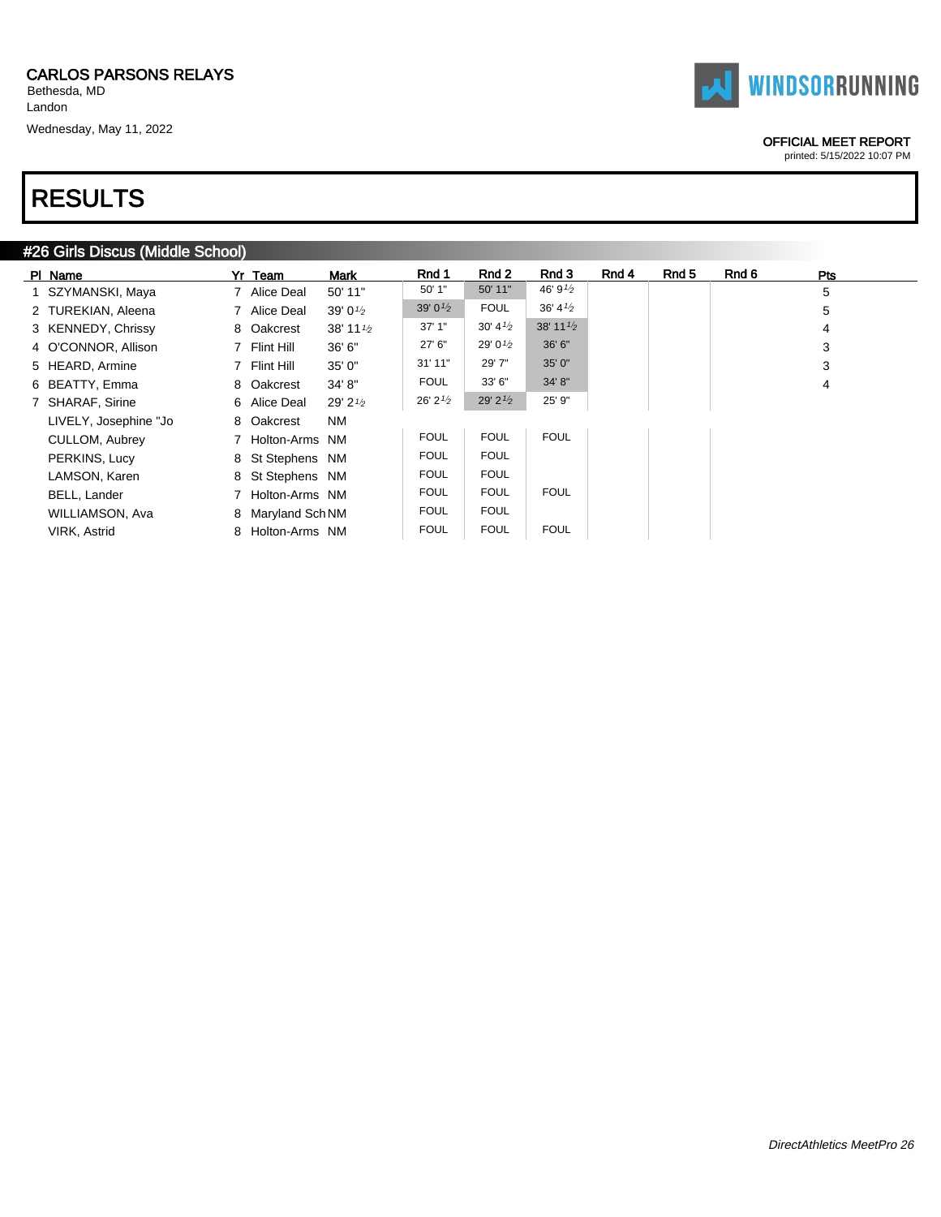CARLOS PARSONS RELAYS
Bethesda, MD
Landon
Wednesday, May 11, 2022

OFFICIAL MEET REPORT
printed: 5/15/2022 10:07 PM

# RESULTS

## #26 Girls Discus (Middle School)

| Pl | Name | Yr | Team | Mark | Rnd 1 | Rnd 2 | Rnd 3 | Rnd 4 | Rnd 5 | Rnd 6 | Pts |
|---|---|---|---|---|---|---|---|---|---|---|---|
| 1 | SZYMANSKI, Maya | 7 | Alice Deal | 50' 11" | 50' 1" | 50' 11" | 46' 9½ | | | | 5 |
| 2 | TUREKIAN, Aleena | 7 | Alice Deal | 39' 0½ | 39' 0½ | FOUL | 36' 4½ | | | | 5 |
| 3 | KENNEDY, Chrissy | 8 | Oakcrest | 38' 11½ | 37' 1" | 30' 4½ | 38' 11½ | | | | 4 |
| 4 | O'CONNOR, Allison | 7 | Flint Hill | 36' 6" | 27' 6" | 29' 0½ | 36' 6" | | | | 3 |
| 5 | HEARD, Armine | 7 | Flint Hill | 35' 0" | 31' 11" | 29' 7" | 35' 0" | | | | 3 |
| 6 | BEATTY, Emma | 8 | Oakcrest | 34' 8" | FOUL | 33' 6" | 34' 8" | | | | 4 |
| 7 | SHARAF, Sirine | 6 | Alice Deal | 29' 2½ | 26' 2½ | 29' 2½ | 25' 9" | | | | |
| | LIVELY, Josephine "Jo | 8 | Oakcrest | NM | | | | | | | |
| | CULLOM, Aubrey | 7 | Holton-Arms | NM | FOUL | FOUL | FOUL | | | | |
| | PERKINS, Lucy | 8 | St Stephens | NM | FOUL | FOUL | | | | | |
| | LAMSON, Karen | 8 | St Stephens | NM | FOUL | FOUL | | | | | |
| | BELL, Lander | 7 | Holton-Arms | NM | FOUL | FOUL | FOUL | | | | |
| | WILLIAMSON, Ava | 8 | Maryland Sch | NM | FOUL | FOUL | | | | | |
| | VIRK, Astrid | 8 | Holton-Arms | NM | FOUL | FOUL | FOUL | | | | |

*DirectAthletics MeetPro 26*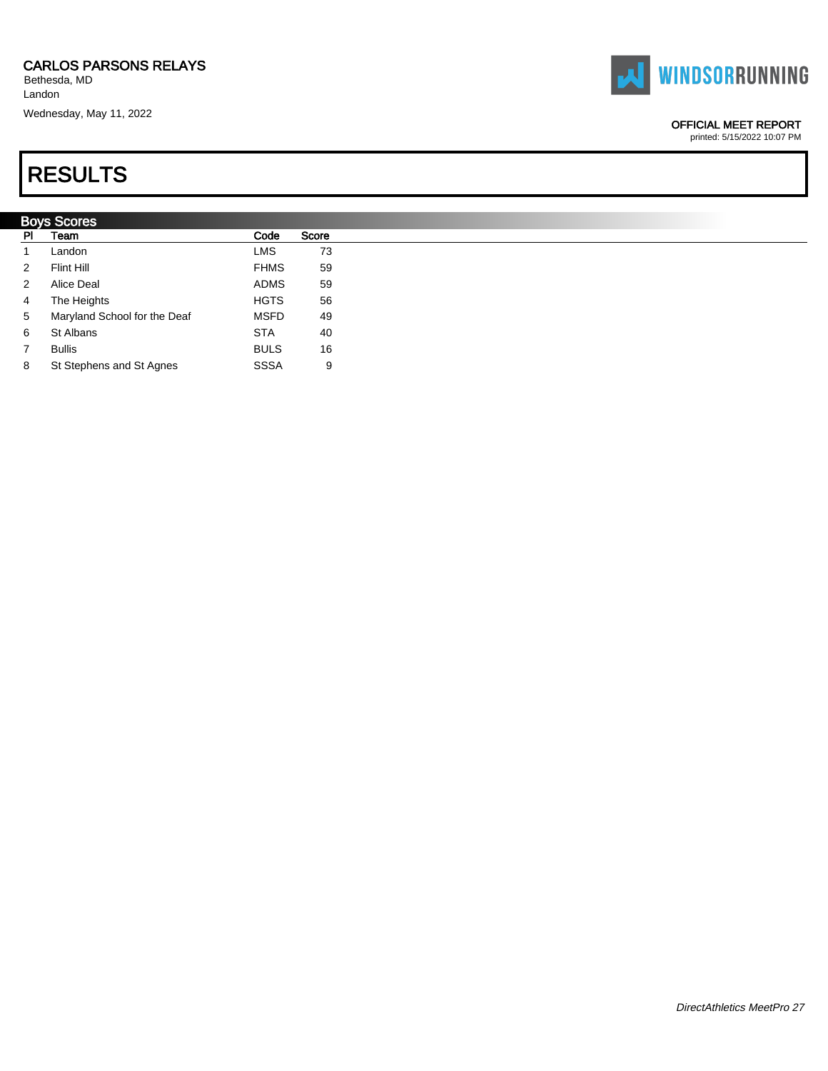CARLOS PARSONS RELAYS
Bethesda, MD
Landon
Wednesday, May 11, 2022

OFFICIAL MEET REPORT
printed: 5/15/2022 10:07 PM

# RESULTS

## Boys Scores

| Pl | Team | Code | Score |
|---|---|---|---|
| 1 | Landon | LMS | 73 |
| 2 | Flint Hill | FHMS | 59 |
| 2 | Alice Deal | ADMS | 59 |
| 4 | The Heights | HGTS | 56 |
| 5 | Maryland School for the Deaf | MSFD | 49 |
| 6 | St Albans | STA | 40 |
| 7 | Bullis | BULS | 16 |
| 8 | St Stephens and St Agnes | SSSA | 9 |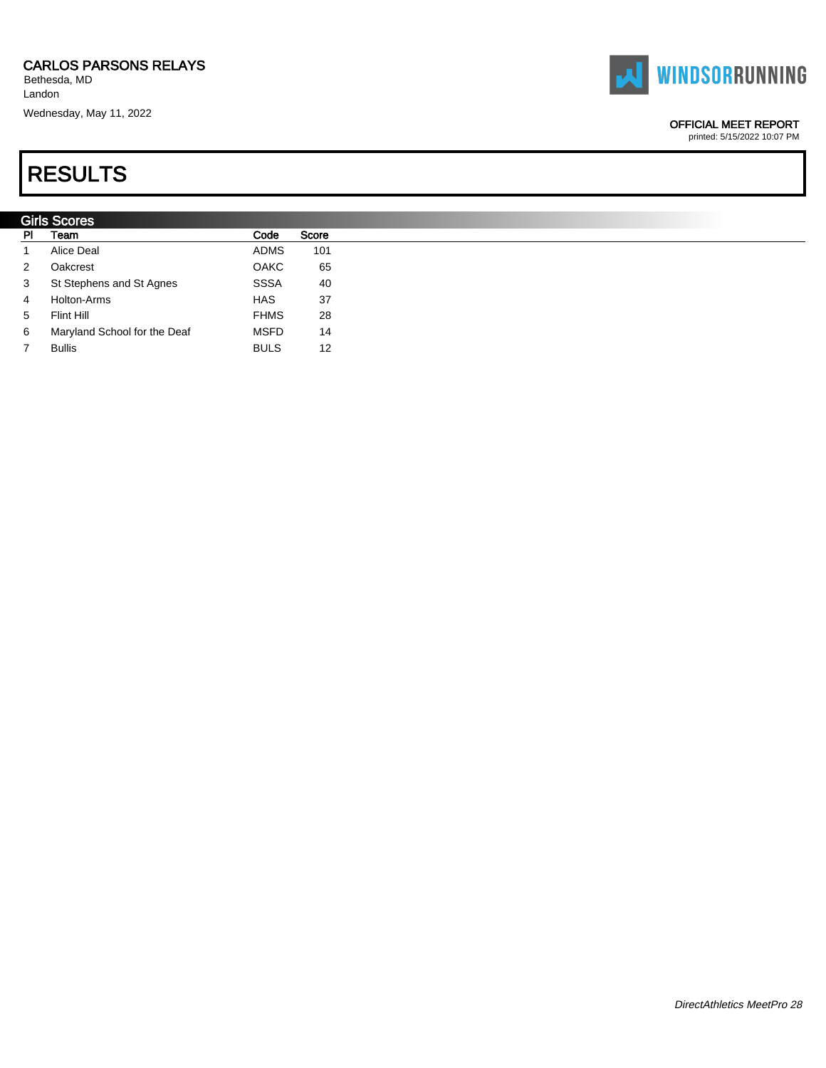CARLOS PARSONS RELAYS
Bethesda, MD
Landon
Wednesday, May 11, 2022

WINDSORRUNNING

OFFICIAL MEET REPORT
printed: 5/15/2022 10:07 PM

# RESULTS

## Girls Scores

| Pl | Team | Code | Score |
|---|---|---|---|
| 1 | Alice Deal | ADMS | 101 |
| 2 | Oakcrest | OAKC | 65 |
| 3 | St Stephens and St Agnes | SSSA | 40 |
| 4 | Holton-Arms | HAS | 37 |
| 5 | Flint Hill | FHMS | 28 |
| 6 | Maryland School for the Deaf | MSFD | 14 |
| 7 | Bullis | BULS | 12 |